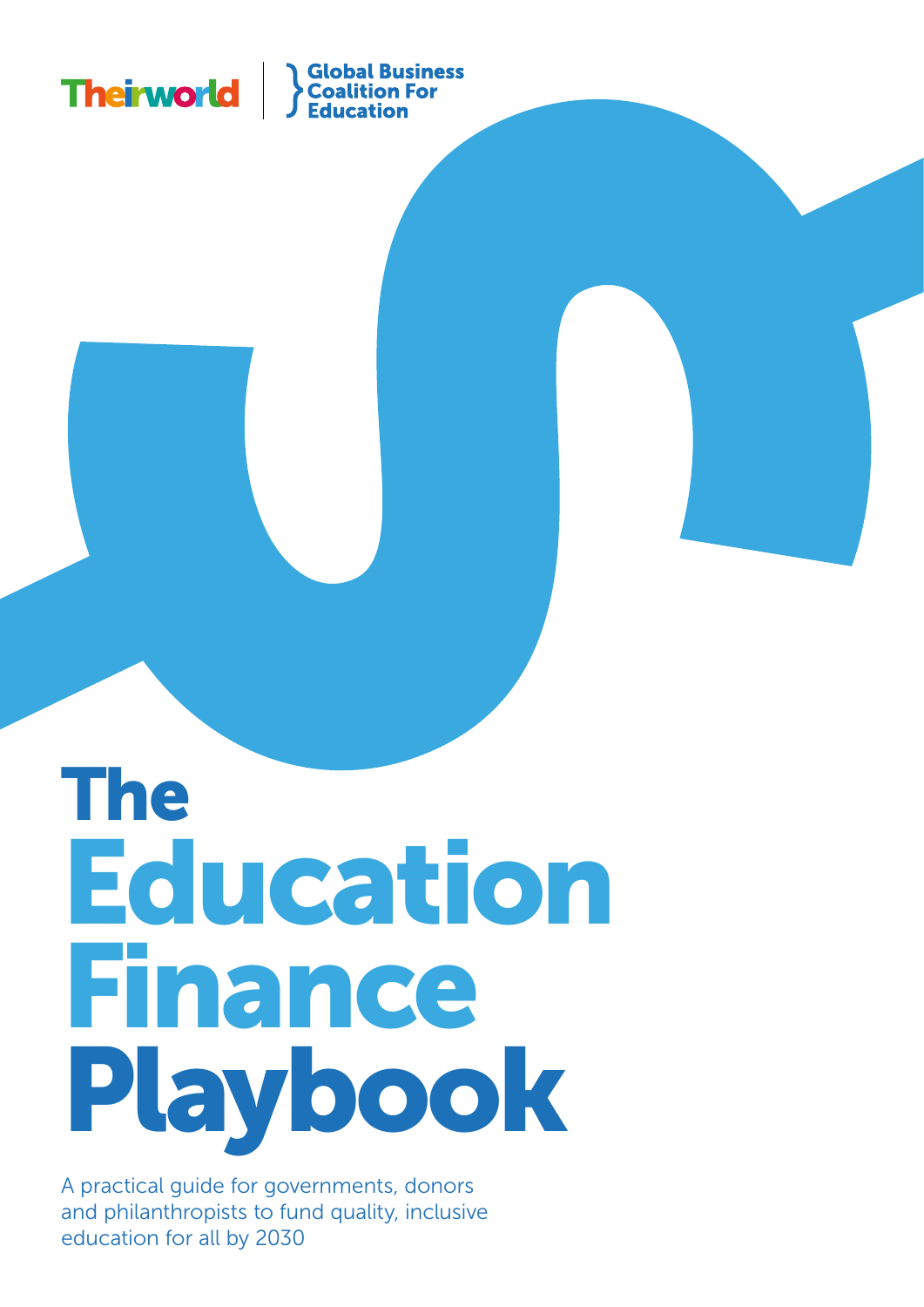Theirworld | Global Business Coalition For Education

# The Education Finance Playbook

A practical guide for governments, donors and philanthropists to fund quality, inclusive education for all by 2030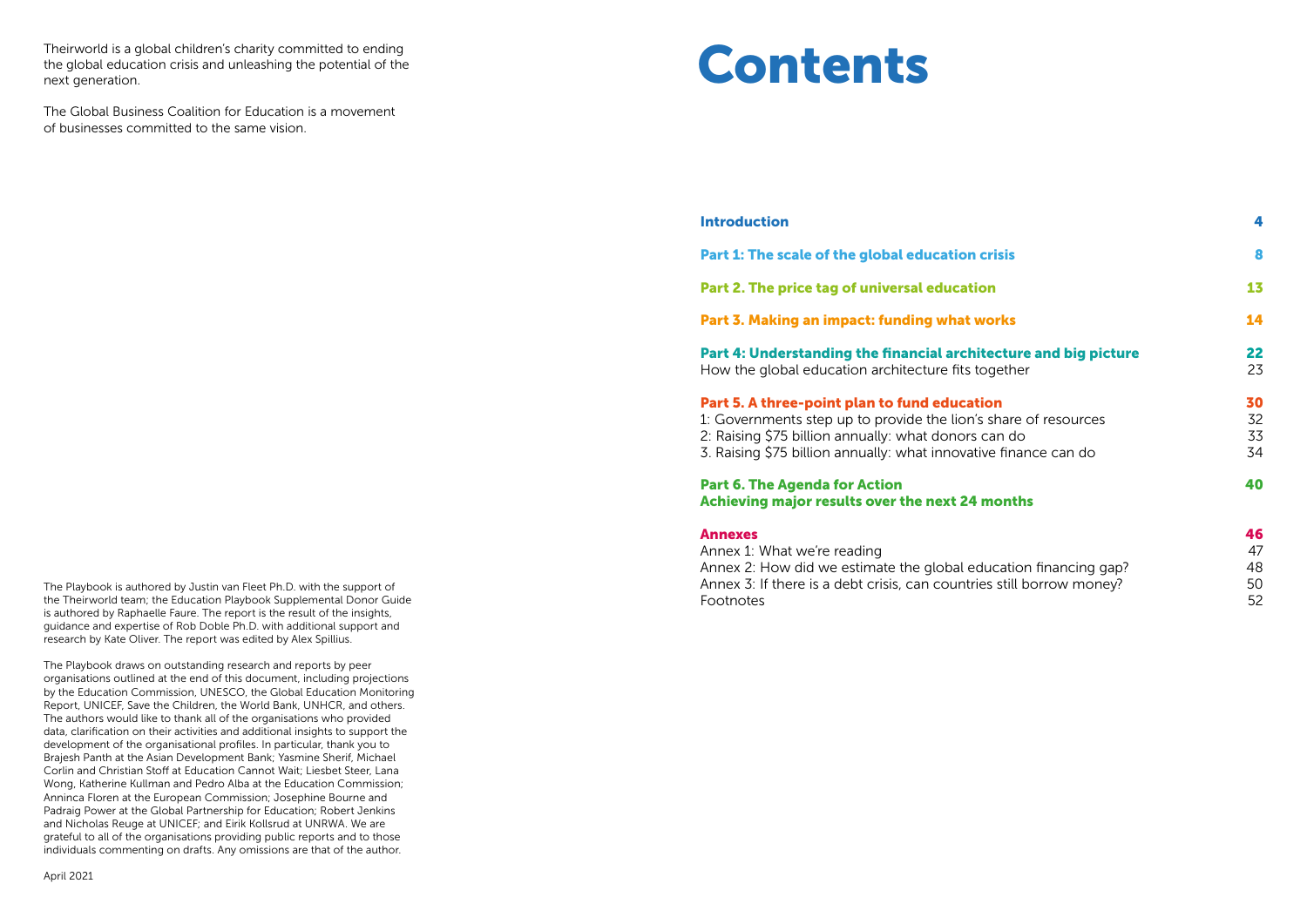Theirworld is a global children's charity committed to ending the global education crisis and unleashing the potential of the next generation.

The Global Business Coalition for Education is a movement of businesses committed to the same vision.

The Playbook is authored by Justin van Fleet Ph.D. with the support of the Theirworld team; the Education Playbook Supplemental Donor Guide is authored by Raphaelle Faure. The report is the result of the insights, guidance and expertise of Rob Doble Ph.D. with additional support and research by Kate Oliver. The report was edited by Alex Spillius.

The Playbook draws on outstanding research and reports by peer organisations outlined at the end of this document, including projections by the Education Commission, UNESCO, the Global Education Monitoring Report, UNICEF, Save the Children, the World Bank, UNHCR, and others. The authors would like to thank all of the organisations who provided data, clarification on their activities and additional insights to support the development of the organisational profiles. In particular, thank you to Brajesh Panth at the Asian Development Bank; Yasmine Sherif, Michael Corlin and Christian Stoff at Education Cannot Wait; Liesbet Steer, Lana Wong, Katherine Kullman and Pedro Alba at the Education Commission; Anninca Floren at the European Commission; Josephine Bourne and Padraig Power at the Global Partnership for Education; Robert Jenkins and Nicholas Reuge at UNICEF; and Eirik Kollsrud at UNRWA. We are grateful to all of the organisations providing public reports and to those individuals commenting on drafts. Any omissions are that of the author.

April 2021

# Contents

| | |
|---|---|
| **Introduction** | **4** |
| **Part 1: The scale of the global education crisis** | **8** |
| **Part 2. The price tag of universal education** | **13** |
| **Part 3. Making an impact: funding what works** | **14** |
| **Part 4: Understanding the financial architecture and big picture** | **22** |
| How the global education architecture fits together | 23 |
| **Part 5. A three-point plan to fund education** | **30** |
| 1: Governments step up to provide the lion's share of resources | 32 |
| 2: Raising $75 billion annually: what donors can do | 33 |
| 3. Raising $75 billion annually: what innovative finance can do | 34 |
| **Part 6. The Agenda for Action** | **40** |
| **Achieving major results over the next 24 months** | |
| **Annexes** | **46** |
| Annex 1: What we're reading | 47 |
| Annex 2: How did we estimate the global education financing gap? | 48 |
| Annex 3: If there is a debt crisis, can countries still borrow money? | 50 |
| Footnotes | 52 |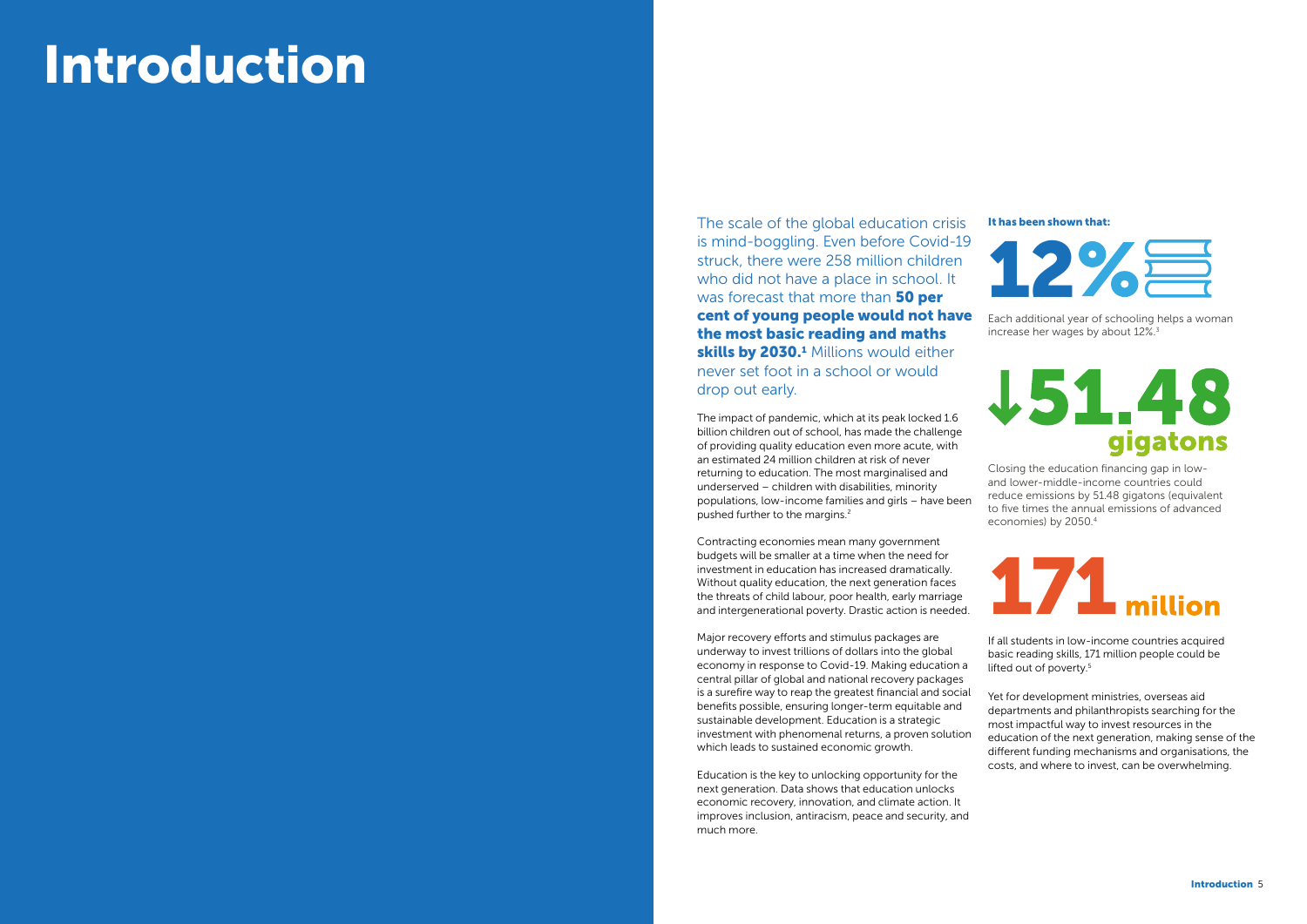# Introduction

The scale of the global education crisis is mind-boggling. Even before Covid-19 struck, there were 258 million children who did not have a place in school. It was forecast that more than **50 per cent of young people would not have the most basic reading and maths skills by 2030.[1]** Millions would either never set foot in a school or would drop out early.

The impact of pandemic, which at its peak locked 1.6 billion children out of school, has made the challenge of providing quality education even more acute, with an estimated 24 million children at risk of never returning to education. The most marginalised and underserved – children with disabilities, minority populations, low-income families and girls – have been pushed further to the margins.[2]

Contracting economies mean many government budgets will be smaller at a time when the need for investment in education has increased dramatically. Without quality education, the next generation faces the threats of child labour, poor health, early marriage and intergenerational poverty. Drastic action is needed.

Major recovery efforts and stimulus packages are underway to invest trillions of dollars into the global economy in response to Covid-19. Making education a central pillar of global and national recovery packages is a surefire way to reap the greatest financial and social benefits possible, ensuring longer-term equitable and sustainable development. Education is a strategic investment with phenomenal returns, a proven solution which leads to sustained economic growth.

Education is the key to unlocking opportunity for the next generation. Data shows that education unlocks economic recovery, innovation, and climate action. It improves inclusion, antiracism, peace and security, and much more.

**It has been shown that:**

**12%**

Each additional year of schooling helps a woman increase her wages by about 12%.[3]

**↓51.48 gigatons**

Closing the education financing gap in low- and lower-middle-income countries could reduce emissions by 51.48 gigatons (equivalent to five times the annual emissions of advanced economies) by 2050.[4]

**171 million**

If all students in low-income countries acquired basic reading skills, 171 million people could be lifted out of poverty.[5]

Yet for development ministries, overseas aid departments and philanthropists searching for the most impactful way to invest resources in the education of the next generation, making sense of the different funding mechanisms and organisations, the costs, and where to invest, can be overwhelming.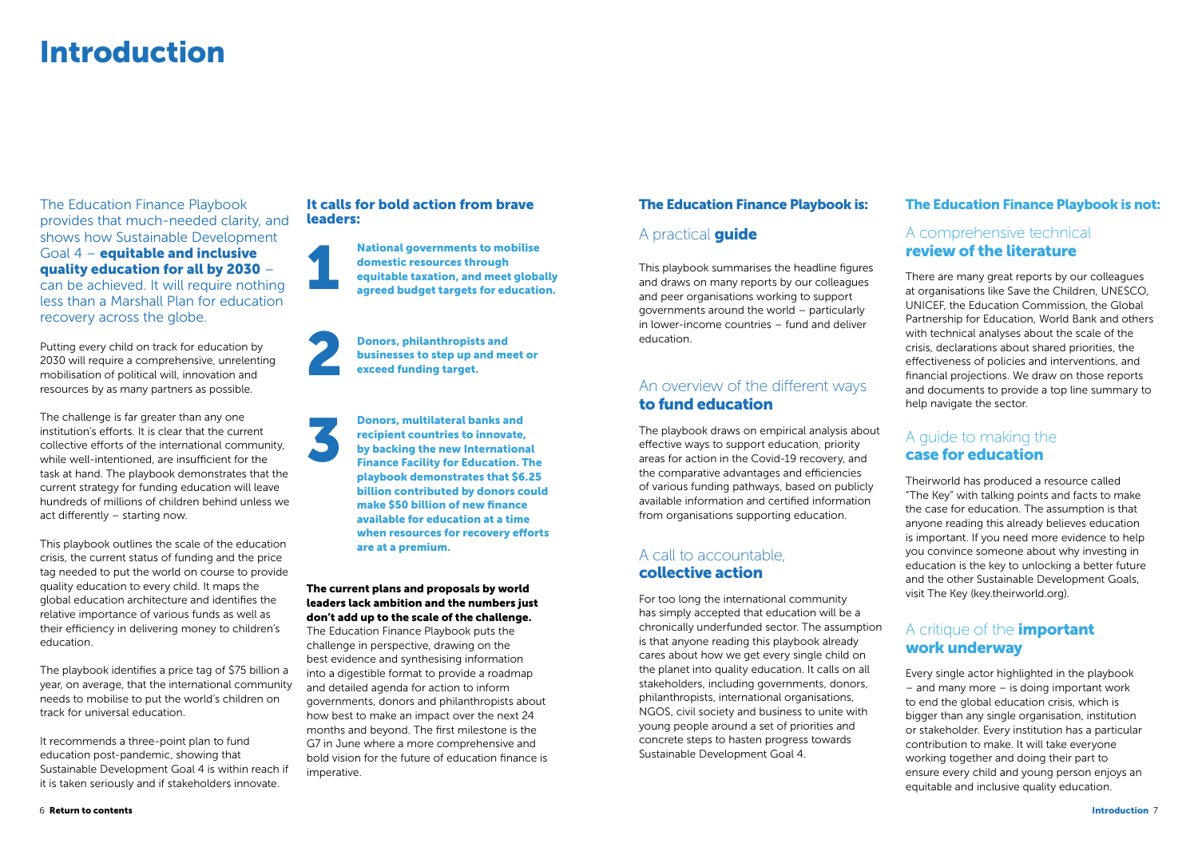# Introduction

The Education Finance Playbook provides that much-needed clarity, and shows how Sustainable Development Goal 4 – **equitable and inclusive quality education for all by 2030** – can be achieved. It will require nothing less than a Marshall Plan for education recovery across the globe.

Putting every child on track for education by 2030 will require a comprehensive, unrelenting mobilisation of political will, innovation and resources by as many partners as possible.

The challenge is far greater than any one institution's efforts. It is clear that the current collective efforts of the international community, while well-intentioned, are insufficient for the task at hand. The playbook demonstrates that the current strategy for funding education will leave hundreds of millions of children behind unless we act differently – starting now.

This playbook outlines the scale of the education crisis, the current status of funding and the price tag needed to put the world on course to provide quality education to every child. It maps the global education architecture and identifies the relative importance of various funds as well as their efficiency in delivering money to children's education.

The playbook identifies a price tag of $75 billion a year, on average, that the international community needs to mobilise to put the world's children on track for universal education.

It recommends a three-point plan to fund education post-pandemic, showing that Sustainable Development Goal 4 is within reach if it is taken seriously and if stakeholders innovate.

### It calls for bold action from brave leaders:

1. **National governments to mobilise domestic resources through equitable taxation, and meet globally agreed budget targets for education.**
2. **Donors, philanthropists and businesses to step up and meet or exceed funding target.**
3. **Donors, multilateral banks and recipient countries to innovate, by backing the new International Finance Facility for Education. The playbook demonstrates that $6.25 billion contributed by donors could make $50 billion of new finance available for education at a time when resources for recovery efforts are at a premium.**

**The current plans and proposals by world leaders lack ambition and the numbers just don't add up to the scale of the challenge.** The Education Finance Playbook puts the challenge in perspective, drawing on the best evidence and synthesising information into a digestible format to provide a roadmap and detailed agenda for action to inform governments, donors and philanthropists about how best to make an impact over the next 24 months and beyond. The first milestone is the G7 in June where a more comprehensive and bold vision for the future of education finance is imperative.

### The Education Finance Playbook is:

#### A practical **guide**

This playbook summarises the headline figures and draws on many reports by our colleagues and peer organisations working to support governments around the world – particularly in lower-income countries – fund and deliver education.

#### An overview of the different ways **to fund education**

The playbook draws on empirical analysis about effective ways to support education, priority areas for action in the Covid-19 recovery, and the comparative advantages and efficiencies of various funding pathways, based on publicly available information and certified information from organisations supporting education.

#### A call to accountable, **collective action**

For too long the international community has simply accepted that education will be a chronically underfunded sector. The assumption is that anyone reading this playbook already cares about how we get every single child on the planet into quality education. It calls on all stakeholders, including governments, donors, philanthropists, international organisations, NGOS, civil society and business to unite with young people around a set of priorities and concrete steps to hasten progress towards Sustainable Development Goal 4.

### The Education Finance Playbook is not:

#### A comprehensive technical **review of the literature**

There are many great reports by our colleagues at organisations like Save the Children, UNESCO, UNICEF, the Education Commission, the Global Partnership for Education, World Bank and others with technical analyses about the scale of the crisis, declarations about shared priorities, the effectiveness of policies and interventions, and financial projections. We draw on those reports and documents to provide a top line summary to help navigate the sector.

#### A guide to making the **case for education**

Theirworld has produced a resource called "The Key" with talking points and facts to make the case for education. The assumption is that anyone reading this already believes education is important. If you need more evidence to help you convince someone about why investing in education is the key to unlocking a better future and the other Sustainable Development Goals, visit The Key (key.theirworld.org).

#### A critique of the **important work underway**

Every single actor highlighted in the playbook – and many more – is doing important work to end the global education crisis, which is bigger than any single organisation, institution or stakeholder. Every institution has a particular contribution to make. It will take everyone working together and doing their part to ensure every child and young person enjoys an equitable and inclusive quality education.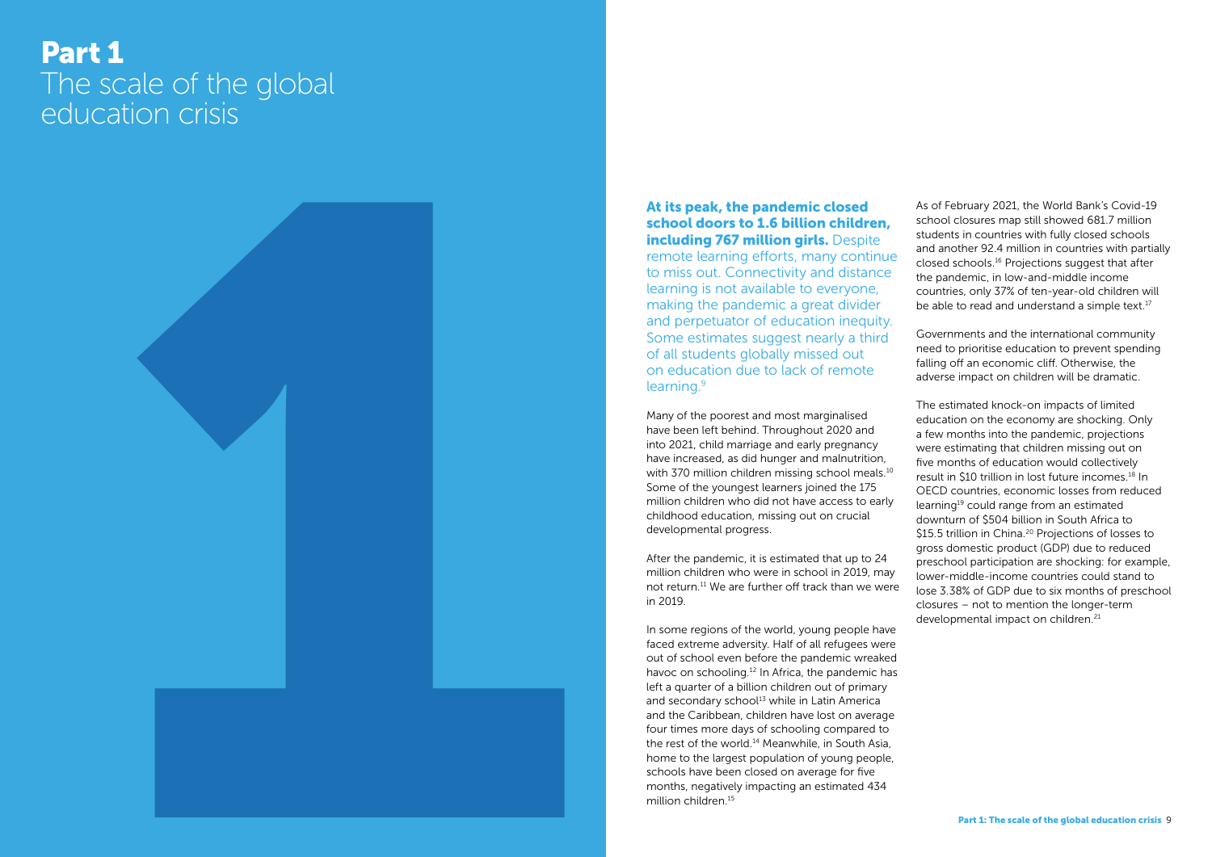# Part 1
## The scale of the global education crisis

**At its peak, the pandemic closed school doors to 1.6 billion children, including 767 million girls.** Despite remote learning efforts, many continue to miss out. Connectivity and distance learning is not available to everyone, making the pandemic a great divider and perpetuator of education inequity. Some estimates suggest nearly a third of all students globally missed out on education due to lack of remote learning.[9]

Many of the poorest and most marginalised have been left behind. Throughout 2020 and into 2021, child marriage and early pregnancy have increased, as did hunger and malnutrition, with 370 million children missing school meals.[10] Some of the youngest learners joined the 175 million children who did not have access to early childhood education, missing out on crucial developmental progress.

After the pandemic, it is estimated that up to 24 million children who were in school in 2019, may not return.[11] We are further off track than we were in 2019.

In some regions of the world, young people have faced extreme adversity. Half of all refugees were out of school even before the pandemic wreaked havoc on schooling.[12] In Africa, the pandemic has left a quarter of a billion children out of primary and secondary school[13] while in Latin America and the Caribbean, children have lost on average four times more days of schooling compared to the rest of the world.[14] Meanwhile, in South Asia, home to the largest population of young people, schools have been closed on average for five months, negatively impacting an estimated 434 million children.[15]

As of February 2021, the World Bank's Covid-19 school closures map still showed 681.7 million students in countries with fully closed schools and another 92.4 million in countries with partially closed schools.[16] Projections suggest that after the pandemic, in low-and-middle income countries, only 37% of ten-year-old children will be able to read and understand a simple text.[17]

Governments and the international community need to prioritise education to prevent spending falling off an economic cliff. Otherwise, the adverse impact on children will be dramatic.

The estimated knock-on impacts of limited education on the economy are shocking. Only a few months into the pandemic, projections were estimating that children missing out on five months of education would collectively result in $10 trillion in lost future incomes.[18] In OECD countries, economic losses from reduced learning[19] could range from an estimated downturn of $504 billion in South Africa to $15.5 trillion in China.[20] Projections of losses to gross domestic product (GDP) due to reduced preschool participation are shocking: for example, lower-middle-income countries could stand to lose 3.38% of GDP due to six months of preschool closures – not to mention the longer-term developmental impact on children.[21]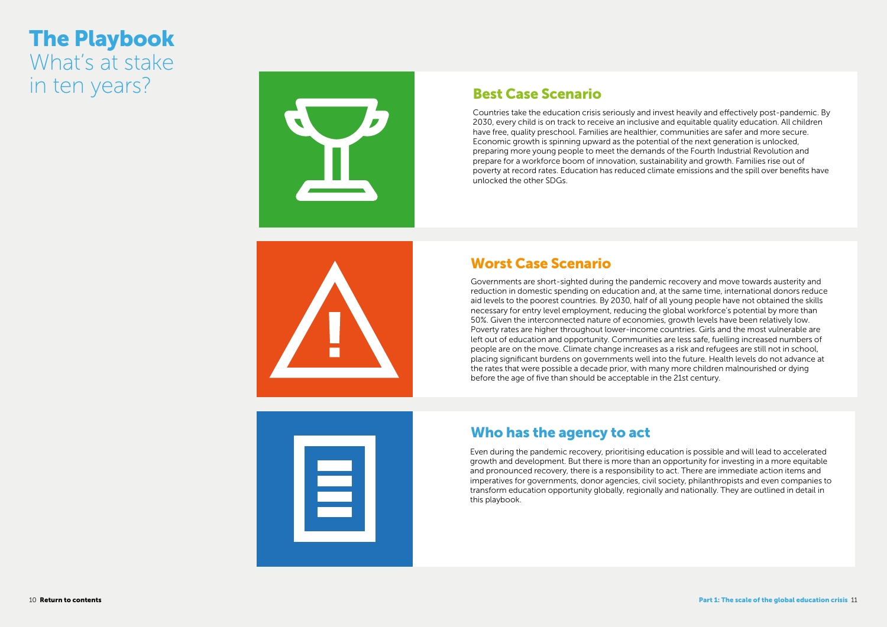# The Playbook

## What's at stake in ten years?

### Best Case Scenario

Countries take the education crisis seriously and invest heavily and effectively post-pandemic. By 2030, every child is on track to receive an inclusive and equitable quality education. All children have free, quality preschool. Families are healthier, communities are safer and more secure. Economic growth is spinning upward as the potential of the next generation is unlocked, preparing more young people to meet the demands of the Fourth Industrial Revolution and prepare for a workforce boom of innovation, sustainability and growth. Families rise out of poverty at record rates. Education has reduced climate emissions and the spill over benefits have unlocked the other SDGs.

### Worst Case Scenario

Governments are short-sighted during the pandemic recovery and move towards austerity and reduction in domestic spending on education and, at the same time, international donors reduce aid levels to the poorest countries. By 2030, half of all young people have not obtained the skills necessary for entry level employment, reducing the global workforce's potential by more than 50%. Given the interconnected nature of economies, growth levels have been relatively low. Poverty rates are higher throughout lower-income countries. Girls and the most vulnerable are left out of education and opportunity. Communities are less safe, fuelling increased numbers of people are on the move. Climate change increases as a risk and refugees are still not in school, placing significant burdens on governments well into the future. Health levels do not advance at the rates that were possible a decade prior, with many more children malnourished or dying before the age of five than should be acceptable in the 21st century.

### Who has the agency to act

Even during the pandemic recovery, prioritising education is possible and will lead to accelerated growth and development. But there is more than an opportunity for investing in a more equitable and pronounced recovery, there is a responsibility to act. There are immediate action items and imperatives for governments, donor agencies, civil society, philanthropists and even companies to transform education opportunity globally, regionally and nationally. They are outlined in detail in this playbook.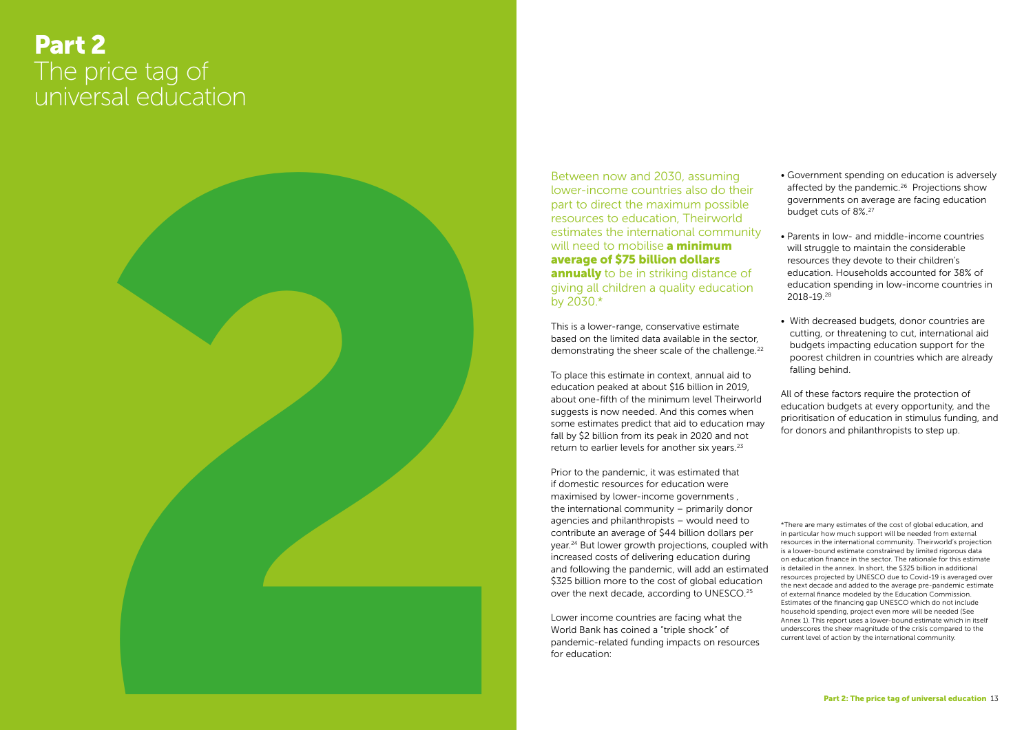# Part 2
## The price tag of universal education

Between now and 2030, assuming lower-income countries also do their part to direct the maximum possible resources to education, Theirworld estimates the international community will need to mobilise **a minimum average of $75 billion dollars annually** to be in striking distance of giving all children a quality education by 2030.*

This is a lower-range, conservative estimate based on the limited data available in the sector, demonstrating the sheer scale of the challenge.[22]

To place this estimate in context, annual aid to education peaked at about $16 billion in 2019, about one-fifth of the minimum level Theirworld suggests is now needed. And this comes when some estimates predict that aid to education may fall by $2 billion from its peak in 2020 and not return to earlier levels for another six years.[23]

Prior to the pandemic, it was estimated that if domestic resources for education were maximised by lower-income governments , the international community – primarily donor agencies and philanthropists – would need to contribute an average of $44 billion dollars per year.[24] But lower growth projections, coupled with increased costs of delivering education during and following the pandemic, will add an estimated $325 billion more to the cost of global education over the next decade, according to UNESCO.[25]

Lower income countries are facing what the World Bank has coined a "triple shock" of pandemic-related funding impacts on resources for education:

- Government spending on education is adversely affected by the pandemic.[26] Projections show governments on average are facing education budget cuts of 8%.[27]
- Parents in low- and middle-income countries will struggle to maintain the considerable resources they devote to their children's education. Households accounted for 38% of education spending in low-income countries in 2018-19.[28]
- With decreased budgets, donor countries are cutting, or threatening to cut, international aid budgets impacting education support for the poorest children in countries which are already falling behind.

All of these factors require the protection of education budgets at every opportunity, and the prioritisation of education in stimulus funding, and for donors and philanthropists to step up.

*There are many estimates of the cost of global education, and in particular how much support will be needed from external resources in the international community. Theirworld's projection is a lower-bound estimate constrained by limited rigorous data on education finance in the sector. The rationale for this estimate is detailed in the annex. In short, the $325 billion in additional resources projected by UNESCO due to Covid-19 is averaged over the next decade and added to the average pre-pandemic estimate of external finance modeled by the Education Commission. Estimates of the financing gap UNESCO which do not include household spending, project even more will be needed (See Annex 1). This report uses a lower-bound estimate which in itself underscores the sheer magnitude of the crisis compared to the current level of action by the international community.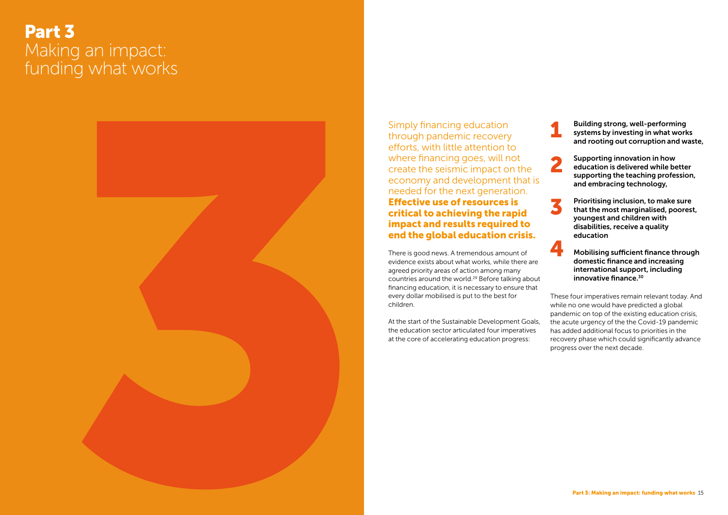# Part 3
## Making an impact: funding what works

Simply financing education through pandemic recovery efforts, with little attention to where financing goes, will not create the seismic impact on the economy and development that is needed for the next generation. **Effective use of resources is critical to achieving the rapid impact and results required to end the global education crisis.**

There is good news. A tremendous amount of evidence exists about what works, while there are agreed priority areas of action among many countries around the world.[29] Before talking about financing education, it is necessary to ensure that every dollar mobilised is put to the best for children.

At the start of the Sustainable Development Goals, the education sector articulated four imperatives at the core of accelerating education progress:

1. **Building strong, well-performing systems by investing in what works and rooting out corruption and waste,**
2. **Supporting innovation in how education is delivered while better supporting the teaching profession, and embracing technology,**
3. **Prioritising inclusion, to make sure that the most marginalised, poorest, youngest and children with disabilities, receive a quality education**
4. **Mobilising sufficient finance through domestic finance and increasing international support, including innovative finance.[30]**

These four imperatives remain relevant today. And while no one would have predicted a global pandemic on top of the existing education crisis, the acute urgency of the the Covid-19 pandemic has added additional focus to priorities in the recovery phase which could significantly advance progress over the next decade.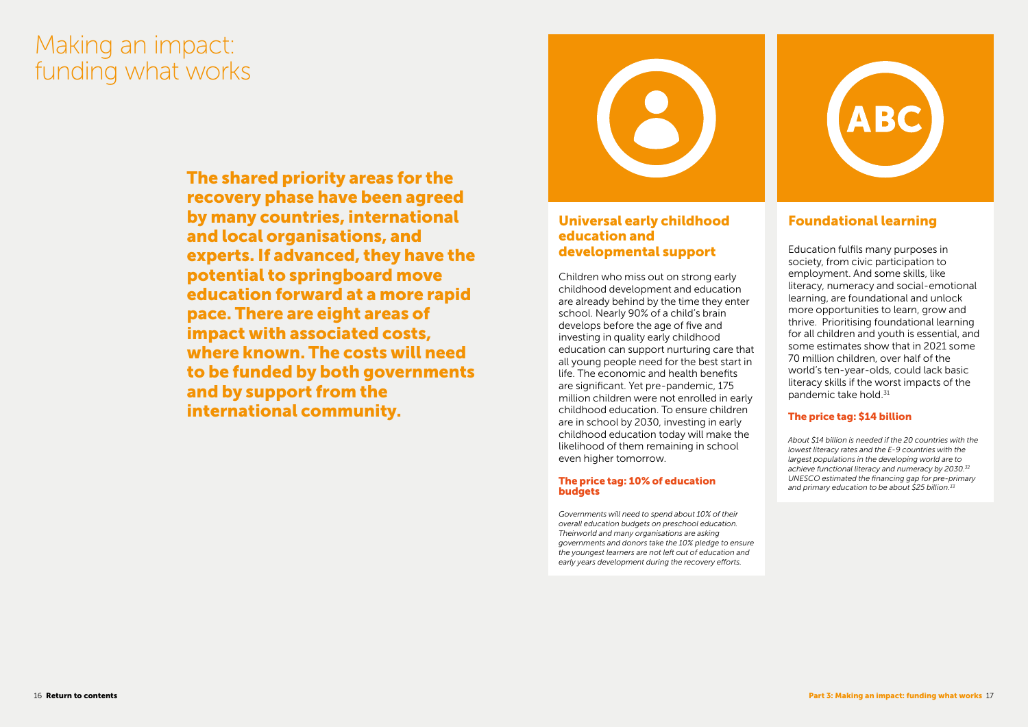# Making an impact: funding what works

**The shared priority areas for the recovery phase have been agreed by many countries, international and local organisations, and experts. If advanced, they have the potential to springboard move education forward at a more rapid pace. There are eight areas of impact with associated costs, where known. The costs will need to be funded by both governments and by support from the international community.**

## Universal early childhood education and developmental support

Children who miss out on strong early childhood development and education are already behind by the time they enter school. Nearly 90% of a child's brain develops before the age of five and investing in quality early childhood education can support nurturing care that all young people need for the best start in life. The economic and health benefits are significant. Yet pre-pandemic, 175 million children were not enrolled in early childhood education. To ensure children are in school by 2030, investing in early childhood education today will make the likelihood of them remaining in school even higher tomorrow.

### The price tag: 10% of education budgets

*Governments will need to spend about 10% of their overall education budgets on preschool education. Theirworld and many organisations are asking governments and donors take the 10% pledge to ensure the youngest learners are not left out of education and early years development during the recovery efforts.*

## Foundational learning

Education fulfils many purposes in society, from civic participation to employment. And some skills, like literacy, numeracy and social-emotional learning, are foundational and unlock more opportunities to learn, grow and thrive. Prioritising foundational learning for all children and youth is essential, and some estimates show that in 2021 some 70 million children, over half of the world's ten-year-olds, could lack basic literacy skills if the worst impacts of the pandemic take hold.[31]

### The price tag: $14 billion

*About $14 billion is needed if the 20 countries with the lowest literacy rates and the E-9 countries with the largest populations in the developing world are to achieve functional literacy and numeracy by 2030.[32] UNESCO estimated the financing gap for pre-primary and primary education to be about $25 billion.[33]*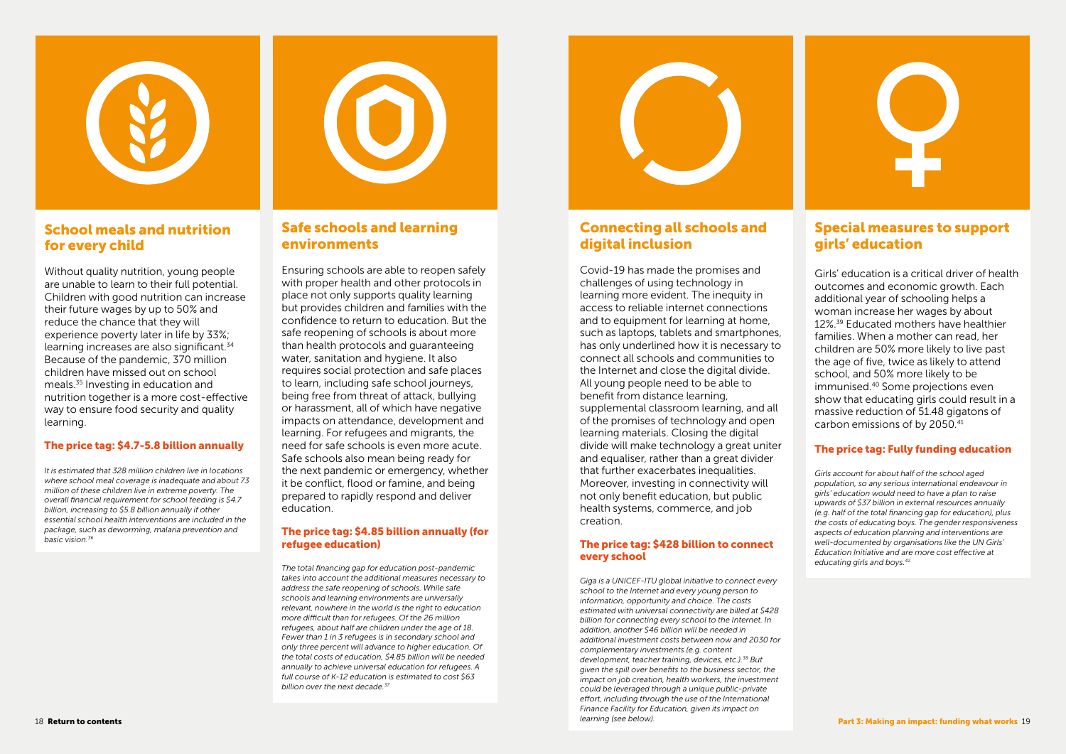## School meals and nutrition for every child

Without quality nutrition, young people are unable to learn to their full potential. Children with good nutrition can increase their future wages by up to 50% and reduce the chance that they will experience poverty later in life by 33%; learning increases are also significant.[34] Because of the pandemic, 370 million children have missed out on school meals.[35] Investing in education and nutrition together is a more cost-effective way to ensure food security and quality learning.

### The price tag: $4.7-5.8 billion annually

*It is estimated that 328 million children live in locations where school meal coverage is inadequate and about 73 million of these children live in extreme poverty. The overall financial requirement for school feeding is $4.7 billion, increasing to $5.8 billion annually if other essential school health interventions are included in the package, such as deworming, malaria prevention and basic vision.[36]*

## Safe schools and learning environments

Ensuring schools are able to reopen safely with proper health and other protocols in place not only supports quality learning but provides children and families with the confidence to return to education. But the safe reopening of schools is about more than health protocols and guaranteeing water, sanitation and hygiene. It also requires social protection and safe places to learn, including safe school journeys, being free from threat of attack, bullying or harassment, all of which have negative impacts on attendance, development and learning. For refugees and migrants, the need for safe schools is even more acute. Safe schools also mean being ready for the next pandemic or emergency, whether it be conflict, flood or famine, and being prepared to rapidly respond and deliver education.

### The price tag: $4.85 billion annually (for refugee education)

*The total financing gap for education post-pandemic takes into account the additional measures necessary to address the safe reopening of schools. While safe schools and learning environments are universally relevant, nowhere in the world is the right to education more difficult than for refugees. Of the 26 million refugees, about half are children under the age of 18. Fewer than 1 in 3 refugees is in secondary school and only three percent will advance to higher education. Of the total costs of education, $4.85 billion will be needed annually to achieve universal education for refugees. A full course of K-12 education is estimated to cost $63 billion over the next decade.[37]*

## Connecting all schools and digital inclusion

Covid-19 has made the promises and challenges of using technology in learning more evident. The inequity in access to reliable internet connections and to equipment for learning at home, such as laptops, tablets and smartphones, has only underlined how it is necessary to connect all schools and communities to the Internet and close the digital divide. All young people need to be able to benefit from distance learning, supplemental classroom learning, and all of the promises of technology and open learning materials. Closing the digital divide will make technology a great uniter and equaliser, rather than a great divider that further exacerbates inequalities. Moreover, investing in connectivity will not only benefit education, but public health systems, commerce, and job creation.

### The price tag: $428 billion to connect every school

*Giga is a UNICEF-ITU global initiative to connect every school to the Internet and every young person to information, opportunity and choice. The costs estimated with universal connectivity are billed at $428 billion for connecting every school to the Internet. In addition, another $46 billion will be needed in additional investment costs between now and 2030 for complementary investments (e.g. content development, teacher training, devices, etc.).[38] But given the spill over benefits to the business sector, the impact on job creation, health workers, the investment could be leveraged through a unique public-private effort, including through the use of the International Finance Facility for Education, given its impact on learning (see below).*

## Special measures to support girls' education

Girls' education is a critical driver of health outcomes and economic growth. Each additional year of schooling helps a woman increase her wages by about 12%.[39] Educated mothers have healthier families. When a mother can read, her children are 50% more likely to live past the age of five, twice as likely to attend school, and 50% more likely to be immunised.[40] Some projections even show that educating girls could result in a massive reduction of 51.48 gigatons of carbon emissions of by 2050.[41]

### The price tag: Fully funding education

*Girls account for about half of the school aged population, so any serious international endeavour in girls' education would need to have a plan to raise upwards of $37 billion in external resources annually (e.g. half of the total financing gap for education), plus the costs of educating boys. The gender responsiveness aspects of education planning and interventions are well-documented by organisations like the UN Girls' Education Initiative and are more cost effective at educating girls and boys.[42]*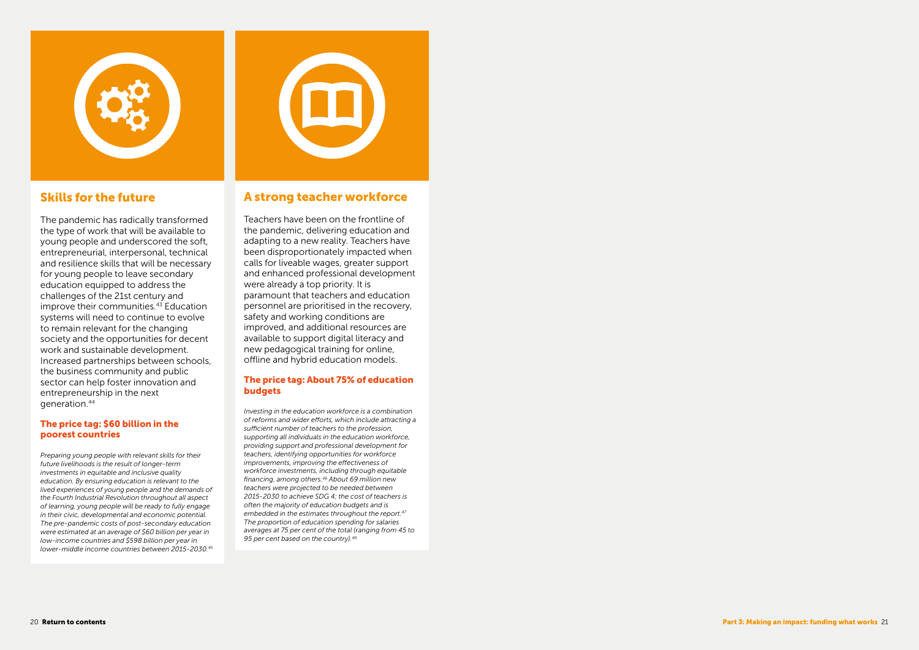## Skills for the future

The pandemic has radically transformed the type of work that will be available to young people and underscored the soft, entrepreneurial, interpersonal, technical and resilience skills that will be necessary for young people to leave secondary education equipped to address the challenges of the 21st century and improve their communities.[43] Education systems will need to continue to evolve to remain relevant for the changing society and the opportunities for decent work and sustainable development. Increased partnerships between schools, the business community and public sector can help foster innovation and entrepreneurship in the next generation.[44]

### The price tag: $60 billion in the poorest countries

*Preparing young people with relevant skills for their future livelihoods is the result of longer-term investments in equitable and inclusive quality education. By ensuring education is relevant to the lived experiences of young people and the demands of the Fourth Industrial Revolution throughout all aspect of learning, young people will be ready to fully engage in their civic, developmental and economic potential. The pre-pandemic costs of post-secondary education were estimated at an average of $60 billion per year in low-income countries and $598 billion per year in lower-middle income countries between 2015-2030.*[45]

## A strong teacher workforce

Teachers have been on the frontline of the pandemic, delivering education and adapting to a new reality. Teachers have been disproportionately impacted when calls for liveable wages, greater support and enhanced professional development were already a top priority. It is paramount that teachers and education personnel are prioritised in the recovery, safety and working conditions are improved, and additional resources are available to support digital literacy and new pedagogical training for online, offline and hybrid education models.

### The price tag: About 75% of education budgets

*Investing in the education workforce is a combination of reforms and wider efforts, which include attracting a sufficient number of teachers to the profession, supporting all individuals in the education workforce, providing support and professional development for teachers, identifying opportunities for workforce improvements, improving the effectiveness of workforce investments, including through equitable financing, among others.*[46] *About 69 million new teachers were projected to be needed between 2015-2030 to achieve SDG 4; the cost of teachers is often the majority of education budgets and is embedded in the estimates throughout the report.*[47] *The proportion of education spending for salaries averages at 75 per cent of the total (ranging from 45 to 95 per cent based on the country).*[48]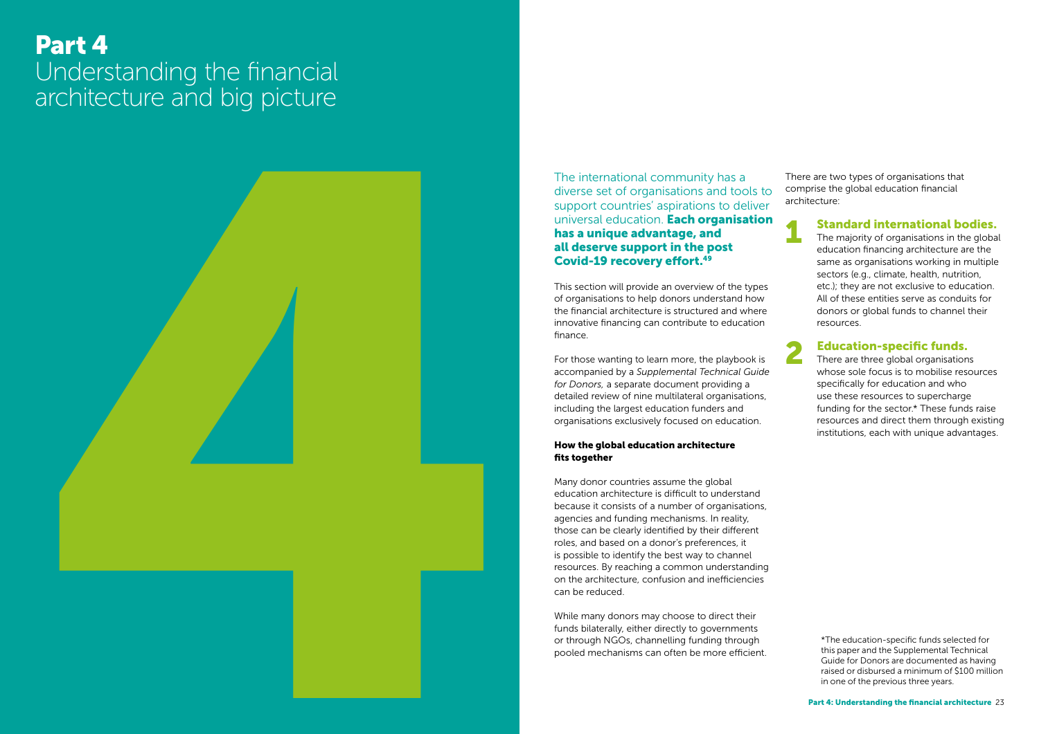# Part 4

## Understanding the financial architecture and big picture

The international community has a diverse set of organisations and tools to support countries' aspirations to deliver universal education. **Each organisation has a unique advantage, and all deserve support in the post Covid-19 recovery effort.**[49]

This section will provide an overview of the types of organisations to help donors understand how the financial architecture is structured and where innovative financing can contribute to education finance.

For those wanting to learn more, the playbook is accompanied by a *Supplemental Technical Guide for Donors,* a separate document providing a detailed review of nine multilateral organisations, including the largest education funders and organisations exclusively focused on education.

### How the global education architecture fits together

Many donor countries assume the global education architecture is difficult to understand because it consists of a number of organisations, agencies and funding mechanisms. In reality, those can be clearly identified by their different roles, and based on a donor's preferences, it is possible to identify the best way to channel resources. By reaching a common understanding on the architecture, confusion and inefficiencies can be reduced.

While many donors may choose to direct their funds bilaterally, either directly to governments or through NGOs, channelling funding through pooled mechanisms can often be more efficient.

There are two types of organisations that comprise the global education financial architecture:

1. **Standard international bodies.** The majority of organisations in the global education financing architecture are the same as organisations working in multiple sectors (e.g., climate, health, nutrition, etc.); they are not exclusive to education. All of these entities serve as conduits for donors or global funds to channel their resources.

2. **Education-specific funds.** There are three global organisations whose sole focus is to mobilise resources specifically for education and who use these resources to supercharge funding for the sector.* These funds raise resources and direct them through existing institutions, each with unique advantages.

*The education-specific funds selected for this paper and the Supplemental Technical Guide for Donors are documented as having raised or disbursed a minimum of $100 million in one of the previous three years.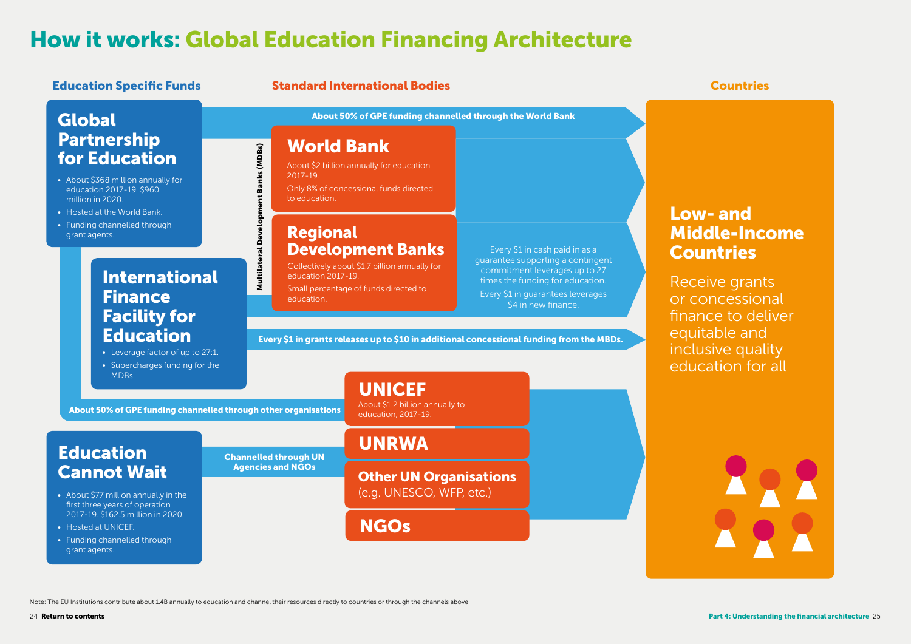# How it works: Global Education Financing Architecture

## Education Specific Funds

### Global Partnership for Education

- About $368 million annually for education 2017-19. $960 million in 2020.
- Hosted at the World Bank.
- Funding channelled through grant agents.

**About 50% of GPE funding channelled through the World Bank**

**About 50% of GPE funding channelled through other organisations**

### International Finance Facility for Education

- Leverage factor of up to 27:1.
- Supercharges funding for the MDBs.

**Every $1 in grants releases up to $10 in additional concessional funding from the MBDs.**

### Education Cannot Wait

- About $77 million annually in the first three years of operation 2017-19. $162.5 million in 2020.
- Hosted at UNICEF.
- Funding channelled through grant agents.

**Channelled through UN Agencies and NGOs**

## Standard International Bodies

**Multilateral Development Banks (MDBs)**

### World Bank

About $2 billion annually for education 2017-19.

Only 8% of concessional funds directed to education.

### Regional Development Banks

Collectively about $1.7 billion annually for education 2017-19.

Small percentage of funds directed to education.

Every $1 in cash paid in as a guarantee supporting a contingent commitment leverages up to 27 times the funding for education.

Every $1 in guarantees leverages $4 in new finance.

### UNICEF

About $1.2 billion annually to education, 2017-19.

### UNRWA

### Other UN Organisations

(e.g. UNESCO, WFP, etc.)

### NGOs

## Countries

### Low- and Middle-Income Countries

Receive grants or concessional finance to deliver equitable and inclusive quality education for all

Note: The EU Institutions contribute about 1.4B annually to education and channel their resources directly to countries or through the channels above.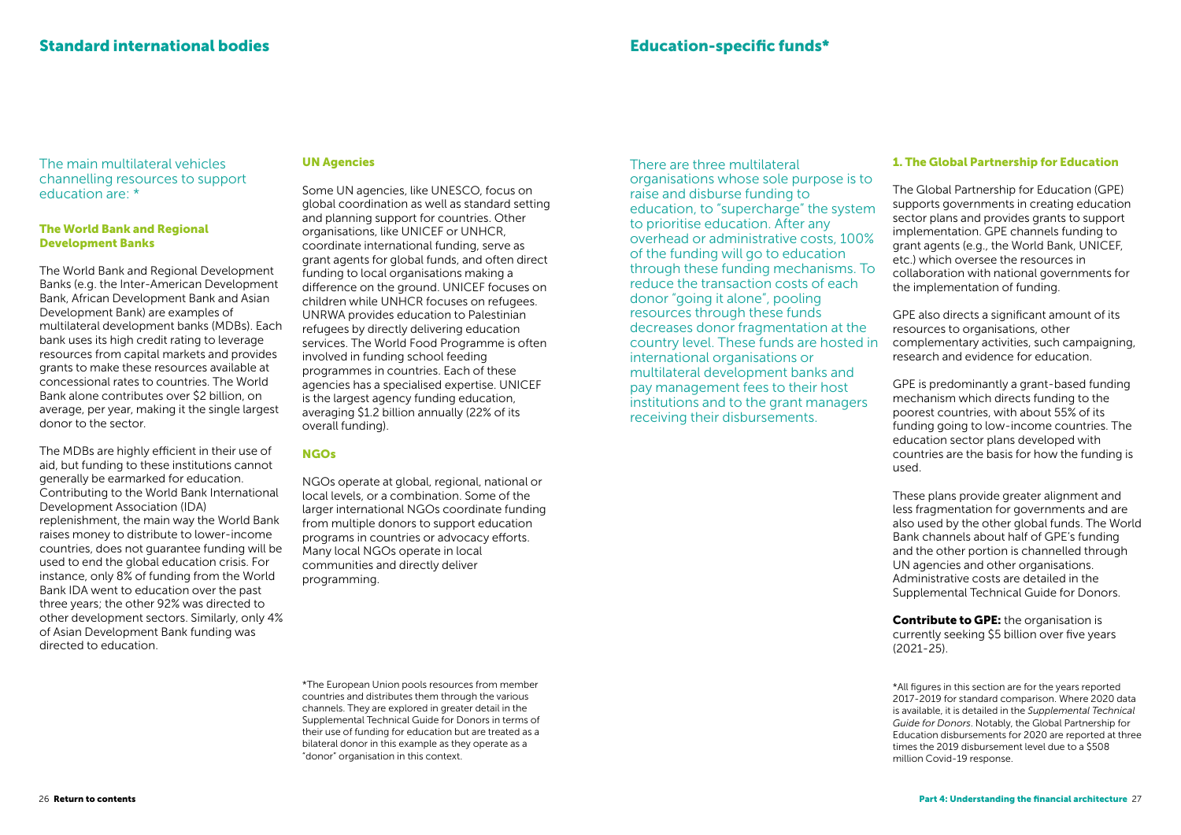## Standard international bodies

The main multilateral vehicles channelling resources to support education are: *

### The World Bank and Regional Development Banks

The World Bank and Regional Development Banks (e.g. the Inter-American Development Bank, African Development Bank and Asian Development Bank) are examples of multilateral development banks (MDBs). Each bank uses its high credit rating to leverage resources from capital markets and provides grants to make these resources available at concessional rates to countries. The World Bank alone contributes over $2 billion, on average, per year, making it the single largest donor to the sector.

The MDBs are highly efficient in their use of aid, but funding to these institutions cannot generally be earmarked for education. Contributing to the World Bank International Development Association (IDA) replenishment, the main way the World Bank raises money to distribute to lower-income countries, does not guarantee funding will be used to end the global education crisis. For instance, only 8% of funding from the World Bank IDA went to education over the past three years; the other 92% was directed to other development sectors. Similarly, only 4% of Asian Development Bank funding was directed to education.

### UN Agencies

Some UN agencies, like UNESCO, focus on global coordination as well as standard setting and planning support for countries. Other organisations, like UNICEF or UNHCR, coordinate international funding, serve as grant agents for global funds, and often direct funding to local organisations making a difference on the ground. UNICEF focuses on children while UNHCR focuses on refugees. UNRWA provides education to Palestinian refugees by directly delivering education services. The World Food Programme is often involved in funding school feeding programmes in countries. Each of these agencies has a specialised expertise. UNICEF is the largest agency funding education, averaging $1.2 billion annually (22% of its overall funding).

### NGOs

NGOs operate at global, regional, national or local levels, or a combination. Some of the larger international NGOs coordinate funding from multiple donors to support education programs in countries or advocacy efforts. Many local NGOs operate in local communities and directly deliver programming.

*The European Union pools resources from member countries and distributes them through the various channels. They are explored in greater detail in the Supplemental Technical Guide for Donors in terms of their use of funding for education but are treated as a bilateral donor in this example as they operate as a "donor" organisation in this context.

## Education-specific funds*

There are three multilateral organisations whose sole purpose is to raise and disburse funding to education, to "supercharge" the system to prioritise education. After any overhead or administrative costs, 100% of the funding will go to education through these funding mechanisms. To reduce the transaction costs of each donor "going it alone", pooling resources through these funds decreases donor fragmentation at the country level. These funds are hosted in international organisations or multilateral development banks and pay management fees to their host institutions and to the grant managers receiving their disbursements.

### 1. The Global Partnership for Education

The Global Partnership for Education (GPE) supports governments in creating education sector plans and provides grants to support implementation. GPE channels funding to grant agents (e.g., the World Bank, UNICEF, etc.) which oversee the resources in collaboration with national governments for the implementation of funding.

GPE also directs a significant amount of its resources to organisations, other complementary activities, such campaigning, research and evidence for education.

GPE is predominantly a grant-based funding mechanism which directs funding to the poorest countries, with about 55% of its funding going to low-income countries. The education sector plans developed with countries are the basis for how the funding is used.

These plans provide greater alignment and less fragmentation for governments and are also used by the other global funds. The World Bank channels about half of GPE's funding and the other portion is channelled through UN agencies and other organisations. Administrative costs are detailed in the Supplemental Technical Guide for Donors.

**Contribute to GPE:** the organisation is currently seeking $5 billion over five years (2021-25).

*All figures in this section are for the years reported 2017-2019 for standard comparison. Where 2020 data is available, it is detailed in the *Supplemental Technical Guide for Donors*. Notably, the Global Partnership for Education disbursements for 2020 are reported at three times the 2019 disbursement level due to a $508 million Covid-19 response.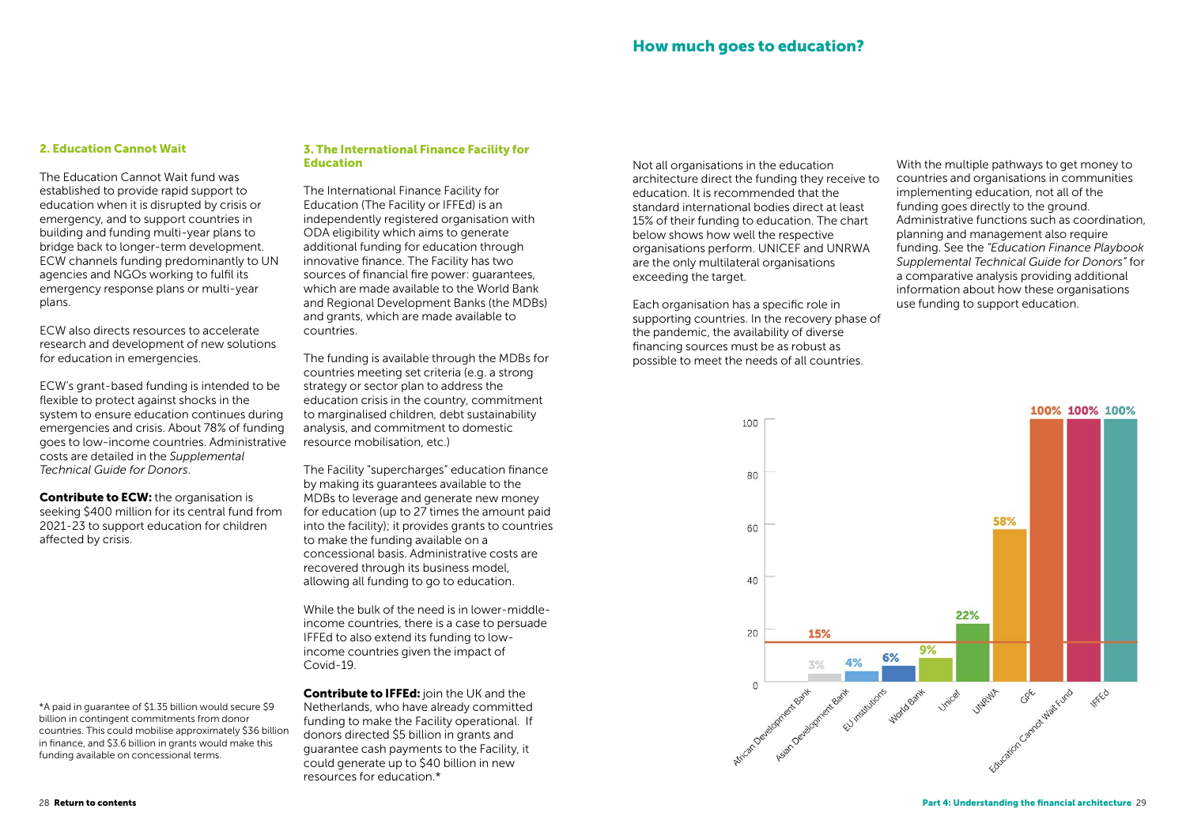## 2. Education Cannot Wait

The Education Cannot Wait fund was established to provide rapid support to education when it is disrupted by crisis or emergency, and to support countries in building and funding multi-year plans to bridge back to longer-term development. ECW channels funding predominantly to UN agencies and NGOs working to fulfil its emergency response plans or multi-year plans.

ECW also directs resources to accelerate research and development of new solutions for education in emergencies.

ECW's grant-based funding is intended to be flexible to protect against shocks in the system to ensure education continues during emergencies and crisis. About 78% of funding goes to low-income countries. Administrative costs are detailed in the *Supplemental Technical Guide for Donors*.

**Contribute to ECW:** the organisation is seeking $400 million for its central fund from 2021-23 to support education for children affected by crisis.

## 3. The International Finance Facility for Education

The International Finance Facility for Education (The Facility or IFFEd) is an independently registered organisation with ODA eligibility which aims to generate additional funding for education through innovative finance. The Facility has two sources of financial fire power: guarantees, which are made available to the World Bank and Regional Development Banks (the MDBs) and grants, which are made available to countries.

The funding is available through the MDBs for countries meeting set criteria (e.g. a strong strategy or sector plan to address the education crisis in the country, commitment to marginalised children, debt sustainability analysis, and commitment to domestic resource mobilisation, etc.)

The Facility "supercharges" education finance by making its guarantees available to the MDBs to leverage and generate new money for education (up to 27 times the amount paid into the facility); it provides grants to countries to make the funding available on a concessional basis. Administrative costs are recovered through its business model, allowing all funding to go to education.

While the bulk of the need is in lower-middle-income countries, there is a case to persuade IFFEd to also extend its funding to low-income countries given the impact of Covid-19.

**Contribute to IFFEd:** join the UK and the Netherlands, who have already committed funding to make the Facility operational. If donors directed $5 billion in grants and guarantee cash payments to the Facility, it could generate up to $40 billion in new resources for education.*

*A paid in guarantee of $1.35 billion would secure $9 billion in contingent commitments from donor countries. This could mobilise approximately $36 billion in finance, and $3.6 billion in grants would make this funding available on concessional terms.

## How much goes to education?

Not all organisations in the education architecture direct the funding they receive to education. It is recommended that the standard international bodies direct at least 15% of their funding to education. The chart below shows how well the respective organisations perform. UNICEF and UNRWA are the only multilateral organisations exceeding the target.

Each organisation has a specific role in supporting countries. In the recovery phase of the pandemic, the availability of diverse financing sources must be as robust as possible to meet the needs of all countries.

With the multiple pathways to get money to countries and organisations in communities implementing education, not all of the funding goes directly to the ground. Administrative functions such as coordination, planning and management also require funding. See the *"Education Finance Playbook Supplemental Technical Guide for Donors"* for a comparative analysis providing additional information about how these organisations use funding to support education.

| Organisation | Share of funding to education |
|---|---|
| African Development Bank | – |
| Asian Development Bank | 3% |
| EU institutions | 4% |
| World Bank | 6% |
| Unicef | 9% |
| UNRWA | 22% |
| GPE | 58% |
| Education Cannot Wait Fund | 100% |
| IFFEd | 100% |

Target line: 15%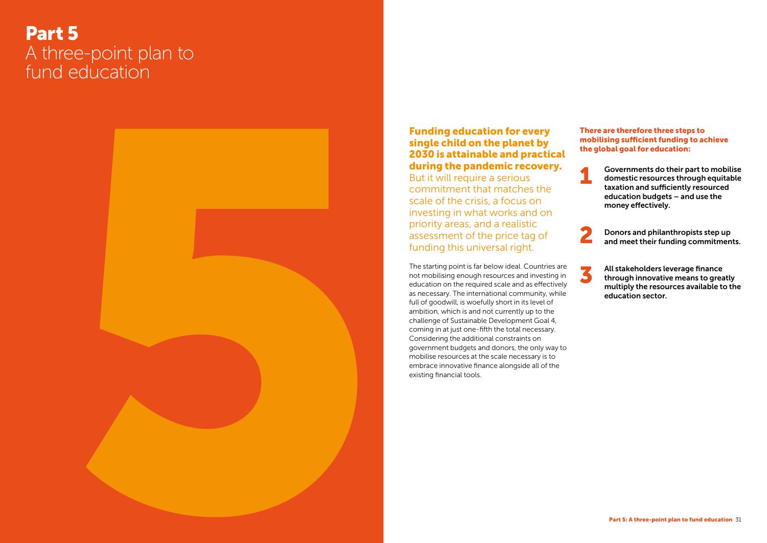# Part 5
## A three-point plan to fund education

**Funding education for every single child on the planet by 2030 is attainable and practical during the pandemic recovery.** But it will require a serious commitment that matches the scale of the crisis, a focus on investing in what works and on priority areas, and a realistic assessment of the price tag of funding this universal right.

The starting point is far below ideal. Countries are not mobilising enough resources and investing in education on the required scale and as effectively as necessary. The international community, while full of goodwill, is woefully short in its level of ambition, which is and not currently up to the challenge of Sustainable Development Goal 4, coming in at just one-fifth the total necessary. Considering the additional constraints on government budgets and donors, the only way to mobilise resources at the scale necessary is to embrace innovative finance alongside all of the existing financial tools.

**There are therefore three steps to mobilising sufficient funding to achieve the global goal for education:**

1. **Governments do their part to mobilise domestic resources through equitable taxation and sufficiently resourced education budgets – and use the money effectively.**
2. **Donors and philanthropists step up and meet their funding commitments.**
3. **All stakeholders leverage finance through innovative means to greatly multiply the resources available to the education sector.**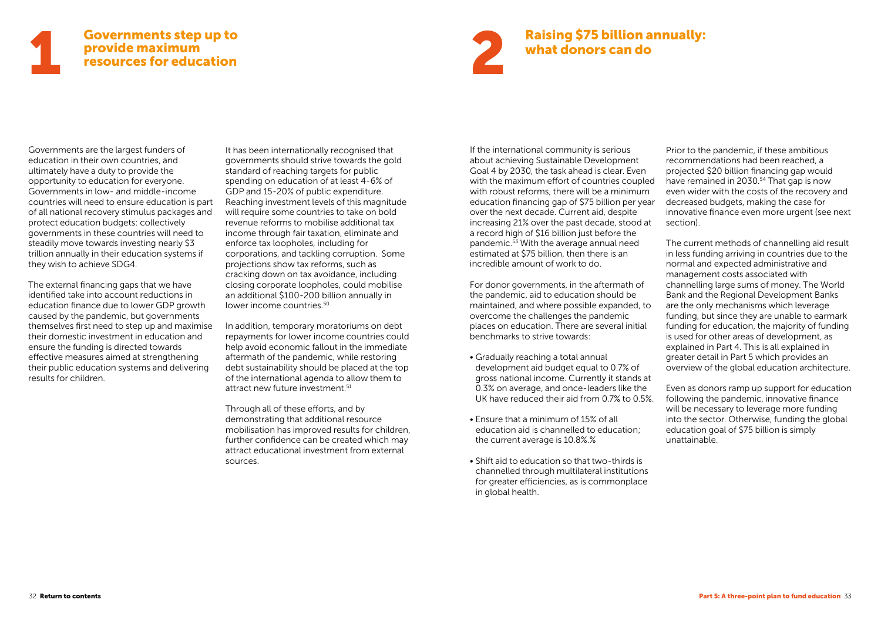## 1 Governments step up to provide maximum resources for education

Governments are the largest funders of education in their own countries, and ultimately have a duty to provide the opportunity to education for everyone. Governments in low- and middle-income countries will need to ensure education is part of all national recovery stimulus packages and protect education budgets: collectively governments in these countries will need to steadily move towards investing nearly $3 trillion annually in their education systems if they wish to achieve SDG4.

The external financing gaps that we have identified take into account reductions in education finance due to lower GDP growth caused by the pandemic, but governments themselves first need to step up and maximise their domestic investment in education and ensure the funding is directed towards effective measures aimed at strengthening their public education systems and delivering results for children.

It has been internationally recognised that governments should strive towards the gold standard of reaching targets for public spending on education of at least 4-6% of GDP and 15-20% of public expenditure. Reaching investment levels of this magnitude will require some countries to take on bold revenue reforms to mobilise additional tax income through fair taxation, eliminate and enforce tax loopholes, including for corporations, and tackling corruption. Some projections show tax reforms, such as cracking down on tax avoidance, including closing corporate loopholes, could mobilise an additional $100-200 billion annually in lower income countries.[50]

In addition, temporary moratoriums on debt repayments for lower income countries could help avoid economic fallout in the immediate aftermath of the pandemic, while restoring debt sustainability should be placed at the top of the international agenda to allow them to attract new future investment.[51]

Through all of these efforts, and by demonstrating that additional resource mobilisation has improved results for children, further confidence can be created which may attract educational investment from external sources.

## 2 Raising $75 billion annually: what donors can do

If the international community is serious about achieving Sustainable Development Goal 4 by 2030, the task ahead is clear. Even with the maximum effort of countries coupled with robust reforms, there will be a minimum education financing gap of $75 billion per year over the next decade. Current aid, despite increasing 21% over the past decade, stood at a record high of $16 billion just before the pandemic.[53] With the average annual need estimated at $75 billion, then there is an incredible amount of work to do.

For donor governments, in the aftermath of the pandemic, aid to education should be maintained, and where possible expanded, to overcome the challenges the pandemic places on education. There are several initial benchmarks to strive towards:

- Gradually reaching a total annual development aid budget equal to 0.7% of gross national income. Currently it stands at 0.3% on average, and once-leaders like the UK have reduced their aid from 0.7% to 0.5%.
- Ensure that a minimum of 15% of all education aid is channelled to education; the current average is 10.8%.%
- Shift aid to education so that two-thirds is channelled through multilateral institutions for greater efficiencies, as is commonplace in global health.

Prior to the pandemic, if these ambitious recommendations had been reached, a projected $20 billion financing gap would have remained in 2030.[54] That gap is now even wider with the costs of the recovery and decreased budgets, making the case for innovative finance even more urgent (see next section).

The current methods of channelling aid result in less funding arriving in countries due to the normal and expected administrative and management costs associated with channelling large sums of money. The World Bank and the Regional Development Banks are the only mechanisms which leverage funding, but since they are unable to earmark funding for education, the majority of funding is used for other areas of development, as explained in Part 4. This is all explained in greater detail in Part 5 which provides an overview of the global education architecture.

Even as donors ramp up support for education following the pandemic, innovative finance will be necessary to leverage more funding into the sector. Otherwise, funding the global education goal of $75 billion is simply unattainable.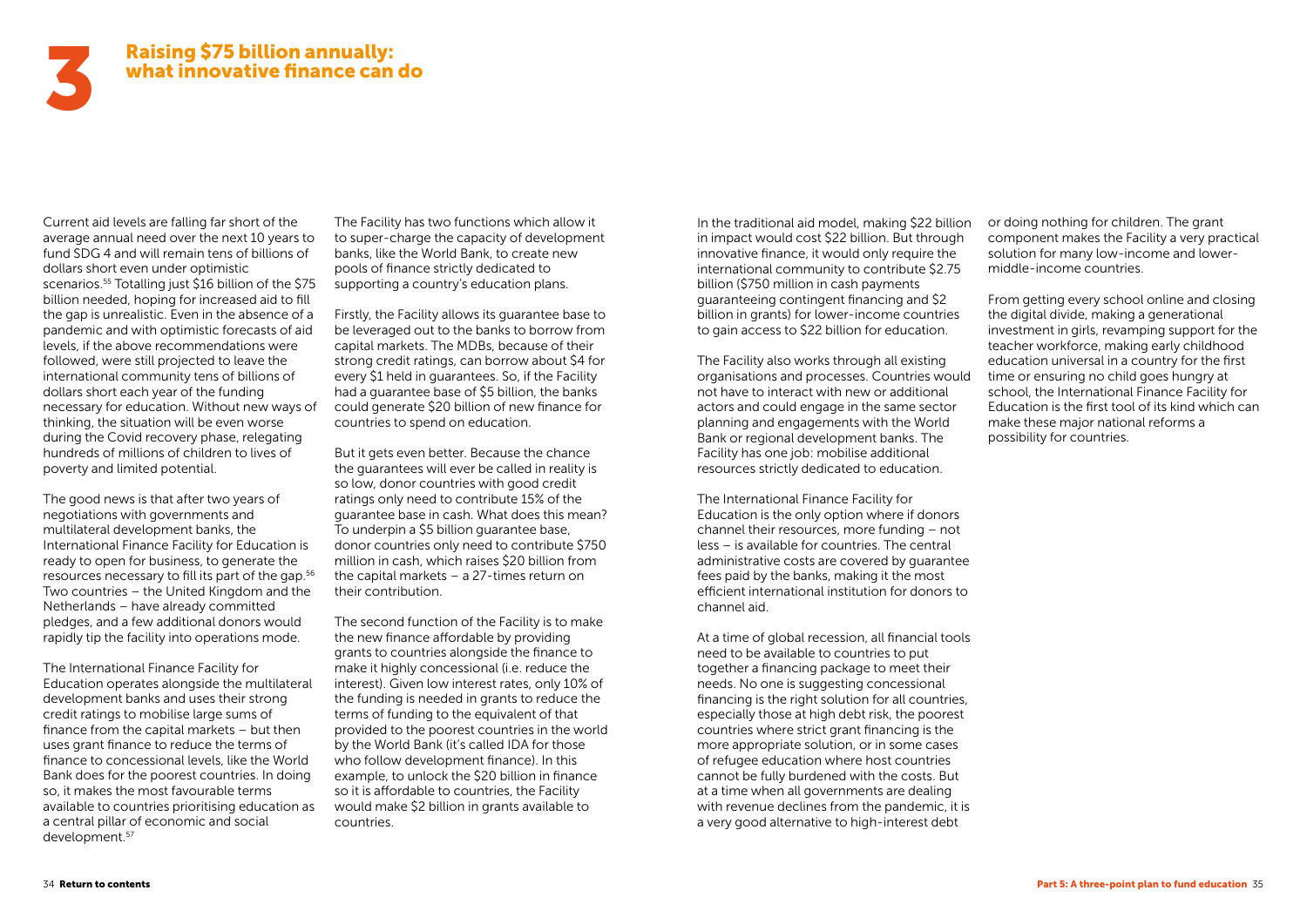# 3 Raising $75 billion annually: what innovative finance can do

Current aid levels are falling far short of the average annual need over the next 10 years to fund SDG 4 and will remain tens of billions of dollars short even under optimistic scenarios.[55] Totalling just $16 billion of the $75 billion needed, hoping for increased aid to fill the gap is unrealistic. Even in the absence of a pandemic and with optimistic forecasts of aid levels, if the above recommendations were followed, were still projected to leave the international community tens of billions of dollars short each year of the funding necessary for education. Without new ways of thinking, the situation will be even worse during the Covid recovery phase, relegating hundreds of millions of children to lives of poverty and limited potential.

The good news is that after two years of negotiations with governments and multilateral development banks, the International Finance Facility for Education is ready to open for business, to generate the resources necessary to fill its part of the gap.[56] Two countries – the United Kingdom and the Netherlands – have already committed pledges, and a few additional donors would rapidly tip the facility into operations mode.

The International Finance Facility for Education operates alongside the multilateral development banks and uses their strong credit ratings to mobilise large sums of finance from the capital markets – but then uses grant finance to reduce the terms of finance to concessional levels, like the World Bank does for the poorest countries. In doing so, it makes the most favourable terms available to countries prioritising education as a central pillar of economic and social development.[57]

The Facility has two functions which allow it to super-charge the capacity of development banks, like the World Bank, to create new pools of finance strictly dedicated to supporting a country's education plans.

Firstly, the Facility allows its guarantee base to be leveraged out to the banks to borrow from capital markets. The MDBs, because of their strong credit ratings, can borrow about $4 for every $1 held in guarantees. So, if the Facility had a guarantee base of $5 billion, the banks could generate $20 billion of new finance for countries to spend on education.

But it gets even better. Because the chance the guarantees will ever be called in reality is so low, donor countries with good credit ratings only need to contribute 15% of the guarantee base in cash. What does this mean? To underpin a $5 billion guarantee base, donor countries only need to contribute $750 million in cash, which raises $20 billion from the capital markets – a 27-times return on their contribution.

The second function of the Facility is to make the new finance affordable by providing grants to countries alongside the finance to make it highly concessional (i.e. reduce the interest). Given low interest rates, only 10% of the funding is needed in grants to reduce the terms of funding to the equivalent of that provided to the poorest countries in the world by the World Bank (it's called IDA for those who follow development finance). In this example, to unlock the $20 billion in finance so it is affordable to countries, the Facility would make $2 billion in grants available to countries.

In the traditional aid model, making $22 billion in impact would cost $22 billion. But through innovative finance, it would only require the international community to contribute $2.75 billion ($750 million in cash payments guaranteeing contingent financing and $2 billion in grants) for lower-income countries to gain access to $22 billion for education.

The Facility also works through all existing organisations and processes. Countries would not have to interact with new or additional actors and could engage in the same sector planning and engagements with the World Bank or regional development banks. The Facility has one job: mobilise additional resources strictly dedicated to education.

The International Finance Facility for Education is the only option where if donors channel their resources, more funding – not less – is available for countries. The central administrative costs are covered by guarantee fees paid by the banks, making it the most efficient international institution for donors to channel aid.

At a time of global recession, all financial tools need to be available to countries to put together a financing package to meet their needs. No one is suggesting concessional financing is the right solution for all countries, especially those at high debt risk, the poorest countries where strict grant financing is the more appropriate solution, or in some cases of refugee education where host countries cannot be fully burdened with the costs. But at a time when all governments are dealing with revenue declines from the pandemic, it is a very good alternative to high-interest debt or doing nothing for children. The grant component makes the Facility a very practical solution for many low-income and lower-middle-income countries.

From getting every school online and closing the digital divide, making a generational investment in girls, revamping support for the teacher workforce, making early childhood education universal in a country for the first time or ensuring no child goes hungry at school, the International Finance Facility for Education is the first tool of its kind which can make these major national reforms a possibility for countries.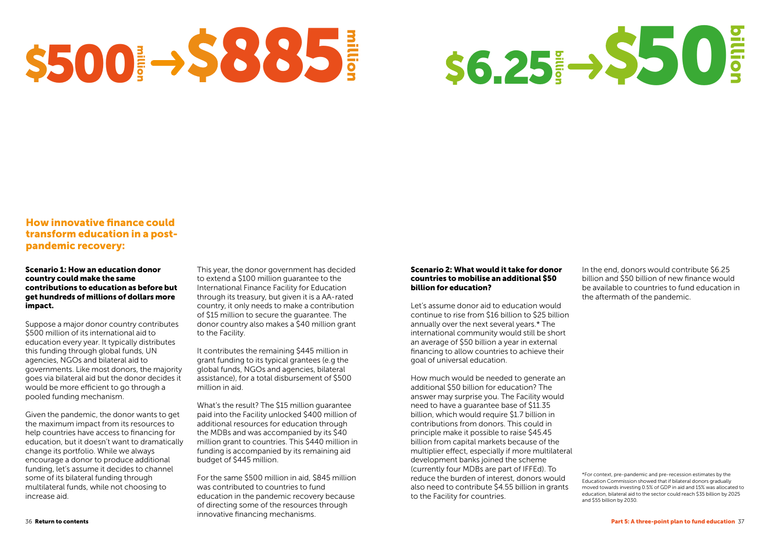# $500 million → $885 million

# $6.25 billion → $50 billion

## How innovative finance could transform education in a post-pandemic recovery:

**Scenario 1: How an education donor country could make the same contributions to education as before but get hundreds of millions of dollars more impact.**

Suppose a major donor country contributes \$500 million of its international aid to education every year. It typically distributes this funding through global funds, UN agencies, NGOs and bilateral aid to governments. Like most donors, the majority goes via bilateral aid but the donor decides it would be more efficient to go through a pooled funding mechanism.

Given the pandemic, the donor wants to get the maximum impact from its resources to help countries have access to financing for education, but it doesn't want to dramatically change its portfolio. While we always encourage a donor to produce additional funding, let's assume it decides to channel some of its bilateral funding through multilateral funds, while not choosing to increase aid.

This year, the donor government has decided to extend a \$100 million guarantee to the International Finance Facility for Education through its treasury, but given it is a AA-rated country, it only needs to make a contribution of \$15 million to secure the guarantee. The donor country also makes a \$40 million grant to the Facility.

It contributes the remaining \$445 million in grant funding to its typical grantees (e.g the global funds, NGOs and agencies, bilateral assistance), for a total disbursement of \$500 million in aid.

What's the result? The \$15 million guarantee paid into the Facility unlocked \$400 million of additional resources for education through the MDBs and was accompanied by its \$40 million grant to countries. This \$440 million in funding is accompanied by its remaining aid budget of \$445 million.

For the same \$500 million in aid, \$845 million was contributed to countries to fund education in the pandemic recovery because of directing some of the resources through innovative financing mechanisms.

**Scenario 2: What would it take for donor countries to mobilise an additional \$50 billion for education?**

Let's assume donor aid to education would continue to rise from \$16 billion to \$25 billion annually over the next several years.* The international community would still be short an average of \$50 billion a year in external financing to allow countries to achieve their goal of universal education.

How much would be needed to generate an additional \$50 billion for education? The answer may surprise you. The Facility would need to have a guarantee base of \$11.35 billion, which would require \$1.7 billion in contributions from donors. This could in principle make it possible to raise \$45.45 billion from capital markets because of the multiplier effect, especially if more multilateral development banks joined the scheme (currently four MDBs are part of IFFEd). To reduce the burden of interest, donors would also need to contribute \$4.55 billion in grants to the Facility for countries.

In the end, donors would contribute \$6.25 billion and \$50 billion of new finance would be available to countries to fund education in the aftermath of the pandemic.

*For context, pre-pandemic and pre-recession estimates by the Education Commission showed that if bilateral donors gradually moved towards investing 0.5% of GDP in aid and 15% was allocated to education, bilateral aid to the sector could reach \$35 billion by 2025 and \$55 billion by 2030.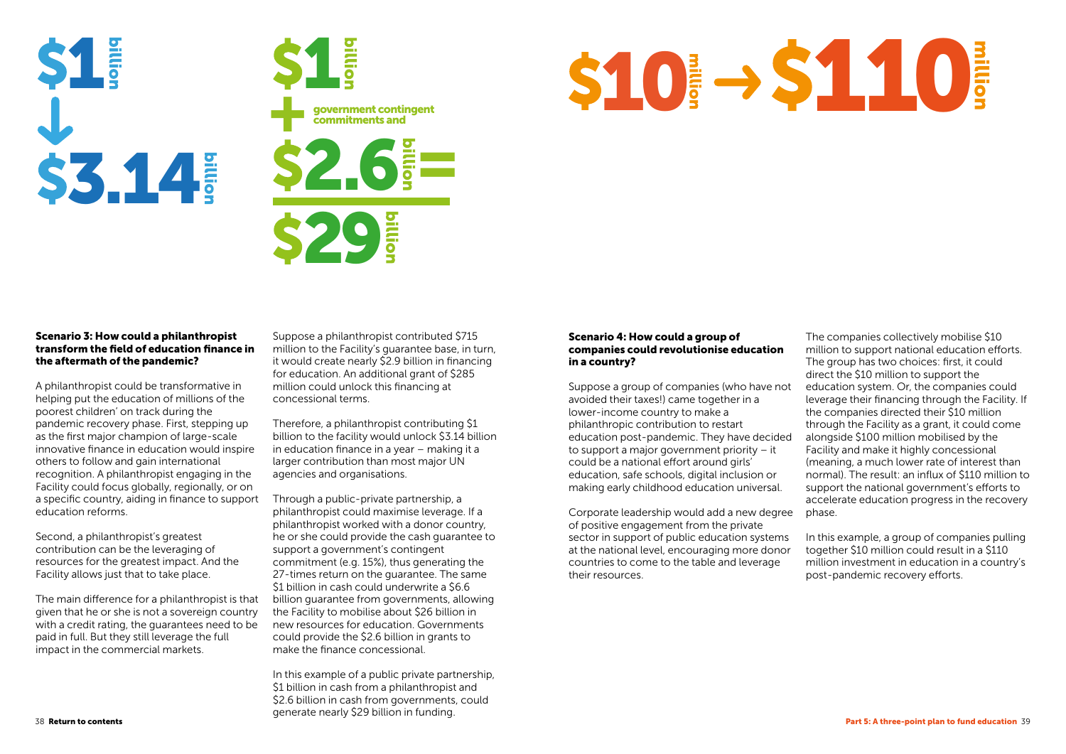$1 billion ↓ $3.14 billion

$1 billion + government contingent commitments and $2.6 billion = $29 billion

$10 million → $110 million

#### Scenario 3: How could a philanthropist transform the field of education finance in the aftermath of the pandemic?

A philanthropist could be transformative in helping put the education of millions of the poorest children' on track during the pandemic recovery phase. First, stepping up as the first major champion of large-scale innovative finance in education would inspire others to follow and gain international recognition. A philanthropist engaging in the Facility could focus globally, regionally, or on a specific country, aiding in finance to support education reforms.

Second, a philanthropist's greatest contribution can be the leveraging of resources for the greatest impact. And the Facility allows just that to take place.

The main difference for a philanthropist is that given that he or she is not a sovereign country with a credit rating, the guarantees need to be paid in full. But they still leverage the full impact in the commercial markets.

Suppose a philanthropist contributed $715 million to the Facility's guarantee base, in turn, it would create nearly $2.9 billion in financing for education. An additional grant of $285 million could unlock this financing at concessional terms.

Therefore, a philanthropist contributing $1 billion to the facility would unlock $3.14 billion in education finance in a year – making it a larger contribution than most major UN agencies and organisations.

Through a public-private partnership, a philanthropist could maximise leverage. If a philanthropist worked with a donor country, he or she could provide the cash guarantee to support a government's contingent commitment (e.g. 15%), thus generating the 27-times return on the guarantee. The same $1 billion in cash could underwrite a $6.6 billion guarantee from governments, allowing the Facility to mobilise about $26 billion in new resources for education. Governments could provide the $2.6 billion in grants to make the finance concessional.

In this example of a public private partnership, $1 billion in cash from a philanthropist and $2.6 billion in cash from governments, could generate nearly $29 billion in funding.

#### Scenario 4: How could a group of companies could revolutionise education in a country?

Suppose a group of companies (who have not avoided their taxes!) came together in a lower-income country to make a philanthropic contribution to restart education post-pandemic. They have decided to support a major government priority – it could be a national effort around girls' education, safe schools, digital inclusion or making early childhood education universal.

Corporate leadership would add a new degree of positive engagement from the private sector in support of public education systems at the national level, encouraging more donor countries to come to the table and leverage their resources.

The companies collectively mobilise $10 million to support national education efforts. The group has two choices: first, it could direct the $10 million to support the education system. Or, the companies could leverage their financing through the Facility. If the companies directed their $10 million through the Facility as a grant, it could come alongside $100 million mobilised by the Facility and make it highly concessional (meaning, a much lower rate of interest than normal). The result: an influx of $110 million to support the national government's efforts to accelerate education progress in the recovery phase.

In this example, a group of companies pulling together $10 million could result in a $110 million investment in education in a country's post-pandemic recovery efforts.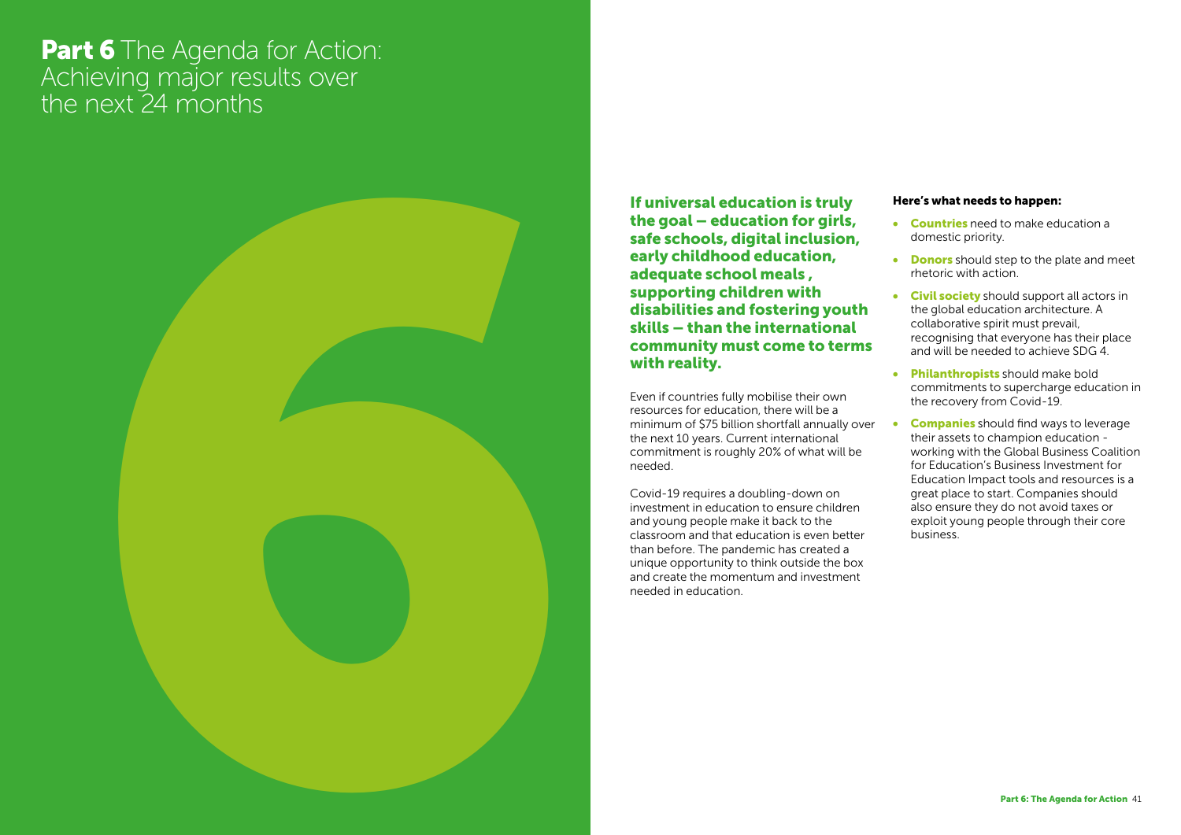# **Part 6** The Agenda for Action: Achieving major results over the next 24 months

**If universal education is truly the goal – education for girls, safe schools, digital inclusion, early childhood education, adequate school meals , supporting children with disabilities and fostering youth skills – than the international community must come to terms with reality.**

Even if countries fully mobilise their own resources for education, there will be a minimum of $75 billion shortfall annually over the next 10 years. Current international commitment is roughly 20% of what will be needed.

Covid-19 requires a doubling-down on investment in education to ensure children and young people make it back to the classroom and that education is even better than before. The pandemic has created a unique opportunity to think outside the box and create the momentum and investment needed in education.

**Here's what needs to happen:**

- **Countries** need to make education a domestic priority.
- **Donors** should step to the plate and meet rhetoric with action.
- **Civil society** should support all actors in the global education architecture. A collaborative spirit must prevail, recognising that everyone has their place and will be needed to achieve SDG 4.
- **Philanthropists** should make bold commitments to supercharge education in the recovery from Covid-19.
- **Companies** should find ways to leverage their assets to champion education - working with the Global Business Coalition for Education's Business Investment for Education Impact tools and resources is a great place to start. Companies should also ensure they do not avoid taxes or exploit young people through their core business.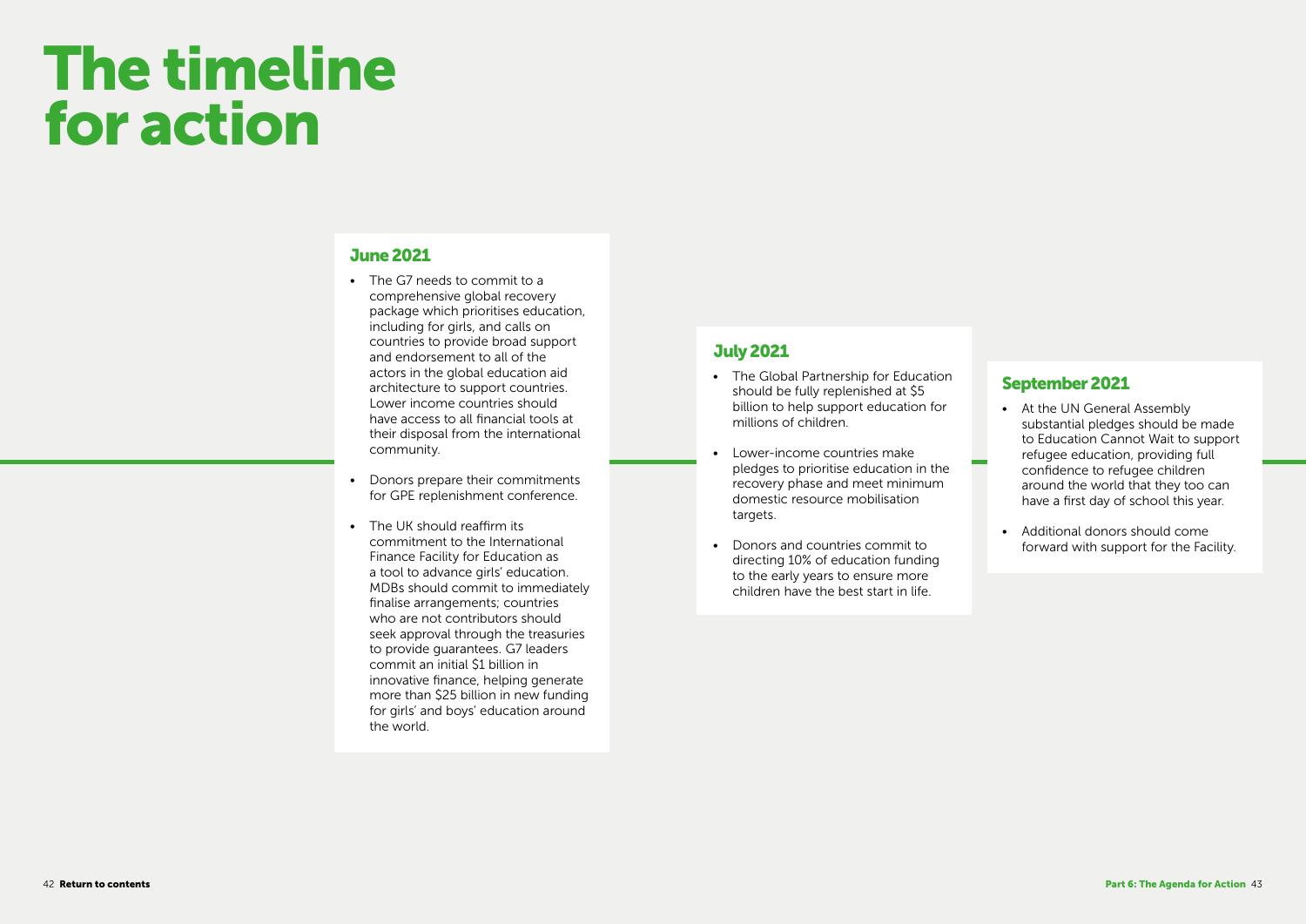# The timeline for action

## June 2021

- The G7 needs to commit to a comprehensive global recovery package which prioritises education, including for girls, and calls on countries to provide broad support and endorsement to all of the actors in the global education aid architecture to support countries. Lower income countries should have access to all financial tools at their disposal from the international community.
- Donors prepare their commitments for GPE replenishment conference.
- The UK should reaffirm its commitment to the International Finance Facility for Education as a tool to advance girls' education. MDBs should commit to immediately finalise arrangements; countries who are not contributors should seek approval through the treasuries to provide guarantees. G7 leaders commit an initial $1 billion in innovative finance, helping generate more than $25 billion in new funding for girls' and boys' education around the world.

## July 2021

- The Global Partnership for Education should be fully replenished at $5 billion to help support education for millions of children.
- Lower-income countries make pledges to prioritise education in the recovery phase and meet minimum domestic resource mobilisation targets.
- Donors and countries commit to directing 10% of education funding to the early years to ensure more children have the best start in life.

## September 2021

- At the UN General Assembly substantial pledges should be made to Education Cannot Wait to support refugee education, providing full confidence to refugee children around the world that they too can have a first day of school this year.
- Additional donors should come forward with support for the Facility.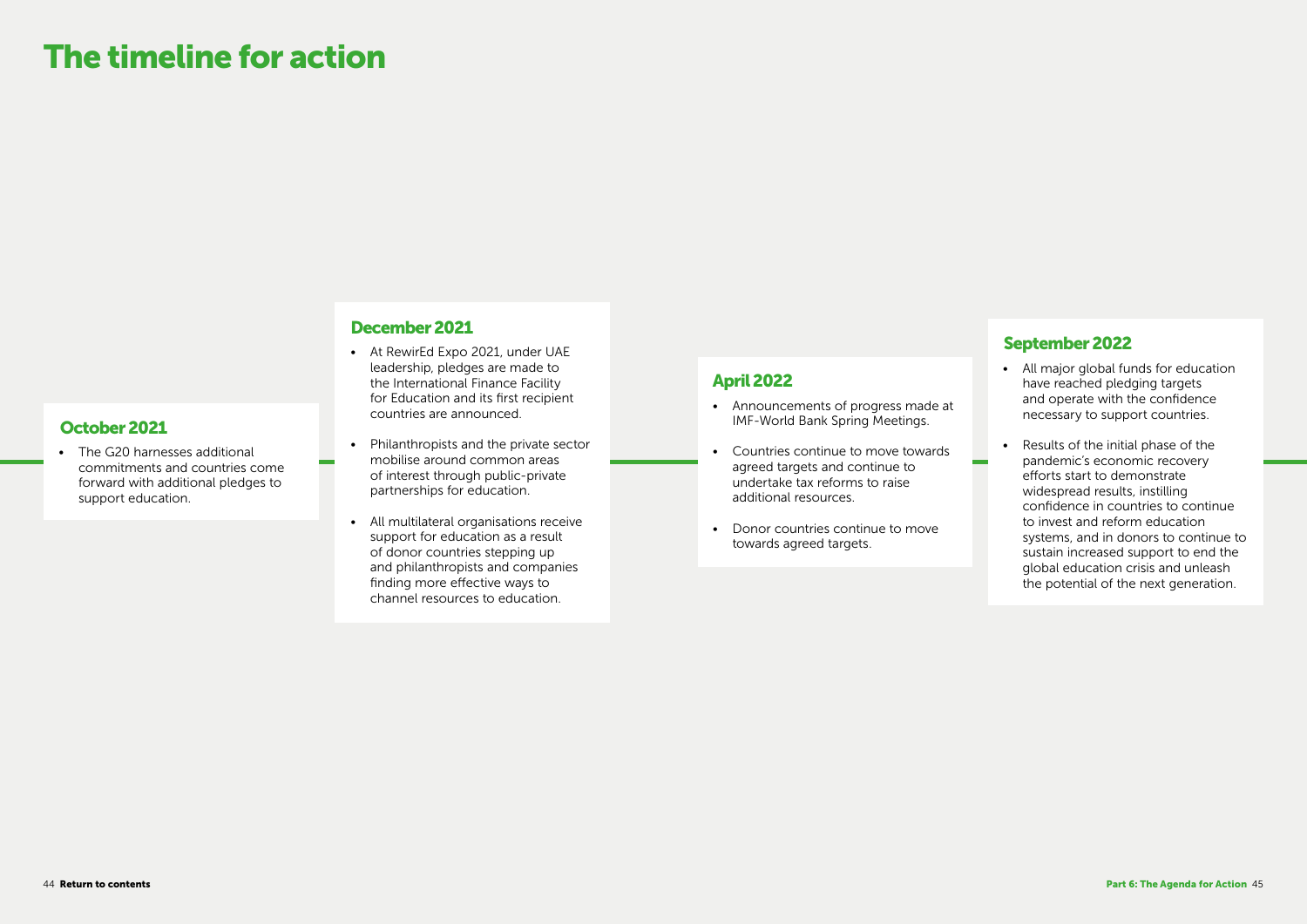# The timeline for action

## October 2021

- The G20 harnesses additional commitments and countries come forward with additional pledges to support education.

## December 2021

- At RewirEd Expo 2021, under UAE leadership, pledges are made to the International Finance Facility for Education and its first recipient countries are announced.
- Philanthropists and the private sector mobilise around common areas of interest through public-private partnerships for education.
- All multilateral organisations receive support for education as a result of donor countries stepping up and philanthropists and companies finding more effective ways to channel resources to education.

## April 2022

- Announcements of progress made at IMF-World Bank Spring Meetings.
- Countries continue to move towards agreed targets and continue to undertake tax reforms to raise additional resources.
- Donor countries continue to move towards agreed targets.

## September 2022

- All major global funds for education have reached pledging targets and operate with the confidence necessary to support countries.
- Results of the initial phase of the pandemic's economic recovery efforts start to demonstrate widespread results, instilling confidence in countries to continue to invest and reform education systems, and in donors to continue to sustain increased support to end the global education crisis and unleash the potential of the next generation.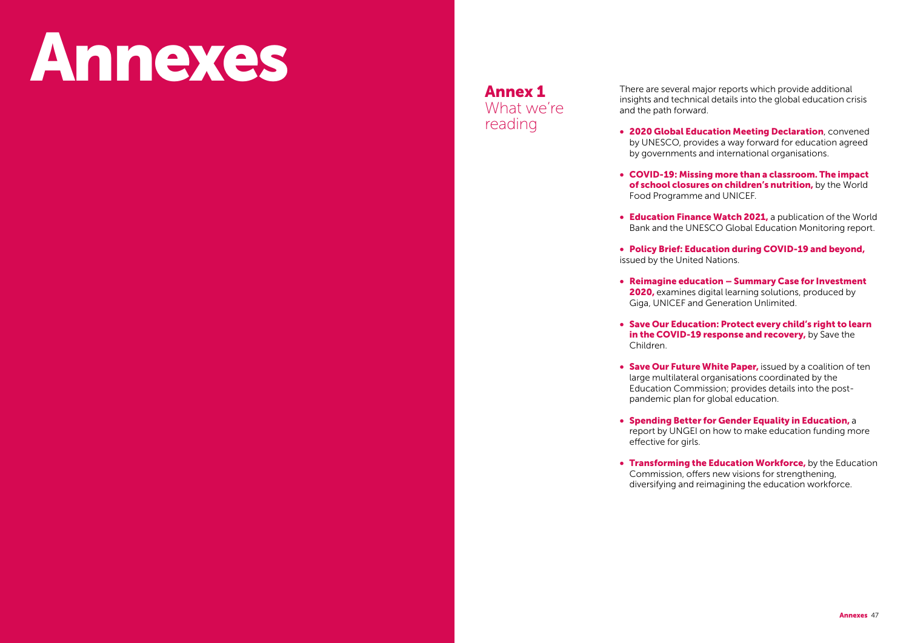# Annexes

## Annex 1 What we're reading

There are several major reports which provide additional insights and technical details into the global education crisis and the path forward.

- **2020 Global Education Meeting Declaration**, convened by UNESCO, provides a way forward for education agreed by governments and international organisations.
- **COVID-19: Missing more than a classroom. The impact of school closures on children's nutrition,** by the World Food Programme and UNICEF.
- **Education Finance Watch 2021,** a publication of the World Bank and the UNESCO Global Education Monitoring report.
- **Policy Brief: Education during COVID-19 and beyond,** issued by the United Nations.
- **Reimagine education – Summary Case for Investment 2020,** examines digital learning solutions, produced by Giga, UNICEF and Generation Unlimited.
- **Save Our Education: Protect every child's right to learn in the COVID-19 response and recovery,** by Save the Children.
- **Save Our Future White Paper,** issued by a coalition of ten large multilateral organisations coordinated by the Education Commission; provides details into the post-pandemic plan for global education.
- **Spending Better for Gender Equality in Education,** a report by UNGEI on how to make education funding more effective for girls.
- **Transforming the Education Workforce,** by the Education Commission, offers new visions for strengthening, diversifying and reimagining the education workforce.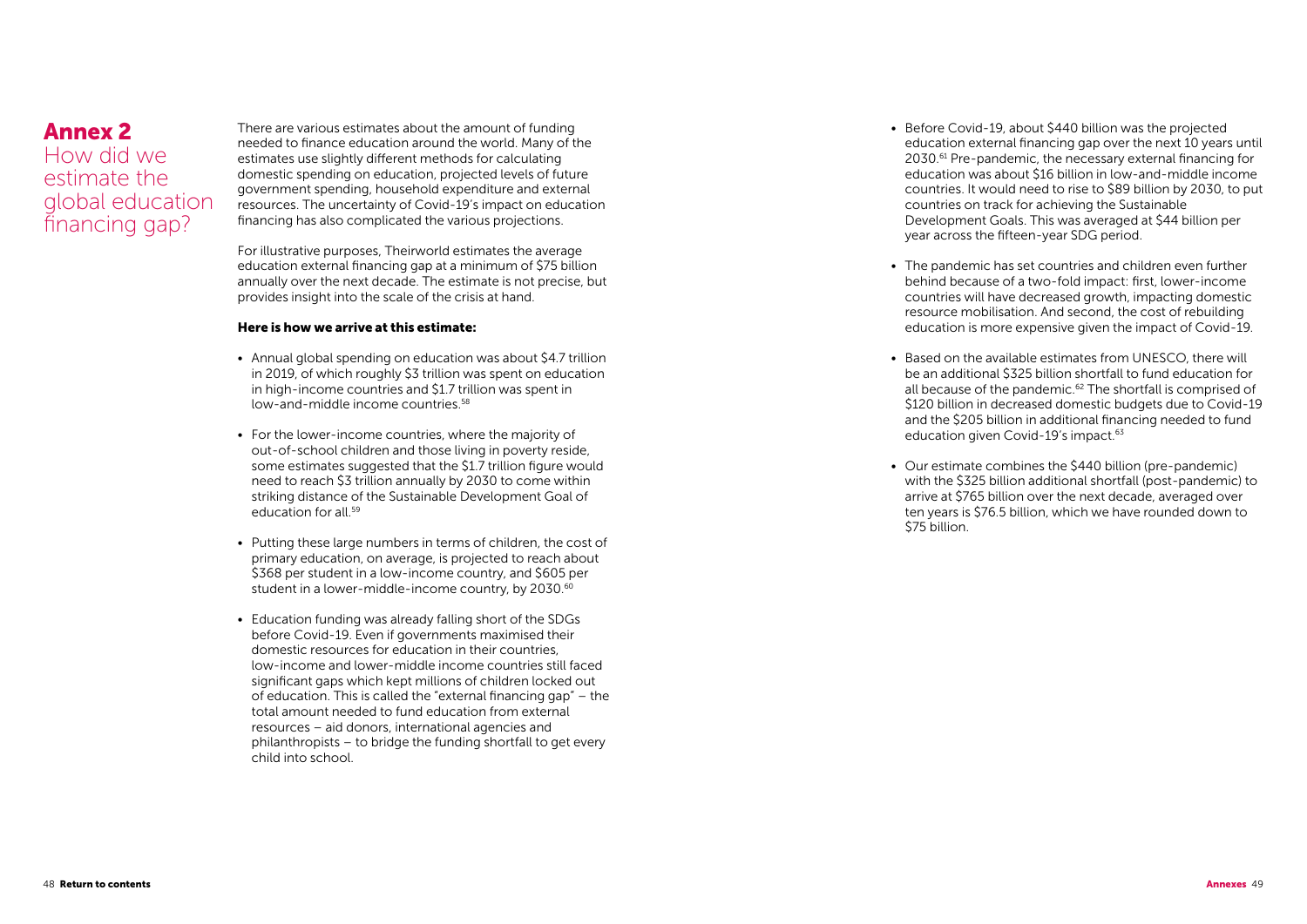# Annex 2

## How did we estimate the global education financing gap?

There are various estimates about the amount of funding needed to finance education around the world. Many of the estimates use slightly different methods for calculating domestic spending on education, projected levels of future government spending, household expenditure and external resources. The uncertainty of Covid-19's impact on education financing has also complicated the various projections.

For illustrative purposes, Theirworld estimates the average education external financing gap at a minimum of $75 billion annually over the next decade. The estimate is not precise, but provides insight into the scale of the crisis at hand.

**Here is how we arrive at this estimate:**

- Annual global spending on education was about $4.7 trillion in 2019, of which roughly $3 trillion was spent on education in high-income countries and $1.7 trillion was spent in low-and-middle income countries.[58]
- For the lower-income countries, where the majority of out-of-school children and those living in poverty reside, some estimates suggested that the $1.7 trillion figure would need to reach $3 trillion annually by 2030 to come within striking distance of the Sustainable Development Goal of education for all.[59]
- Putting these large numbers in terms of children, the cost of primary education, on average, is projected to reach about $368 per student in a low-income country, and $605 per student in a lower-middle-income country, by 2030.[60]
- Education funding was already falling short of the SDGs before Covid-19. Even if governments maximised their domestic resources for education in their countries, low-income and lower-middle income countries still faced significant gaps which kept millions of children locked out of education. This is called the "external financing gap" – the total amount needed to fund education from external resources – aid donors, international agencies and philanthropists – to bridge the funding shortfall to get every child into school.
- Before Covid-19, about $440 billion was the projected education external financing gap over the next 10 years until 2030.[61] Pre-pandemic, the necessary external financing for education was about $16 billion in low-and-middle income countries. It would need to rise to $89 billion by 2030, to put countries on track for achieving the Sustainable Development Goals. This was averaged at $44 billion per year across the fifteen-year SDG period.
- The pandemic has set countries and children even further behind because of a two-fold impact: first, lower-income countries will have decreased growth, impacting domestic resource mobilisation. And second, the cost of rebuilding education is more expensive given the impact of Covid-19.
- Based on the available estimates from UNESCO, there will be an additional $325 billion shortfall to fund education for all because of the pandemic.[62] The shortfall is comprised of $120 billion in decreased domestic budgets due to Covid-19 and the $205 billion in additional financing needed to fund education given Covid-19's impact.[63]
- Our estimate combines the $440 billion (pre-pandemic) with the $325 billion additional shortfall (post-pandemic) to arrive at $765 billion over the next decade, averaged over ten years is $76.5 billion, which we have rounded down to $75 billion.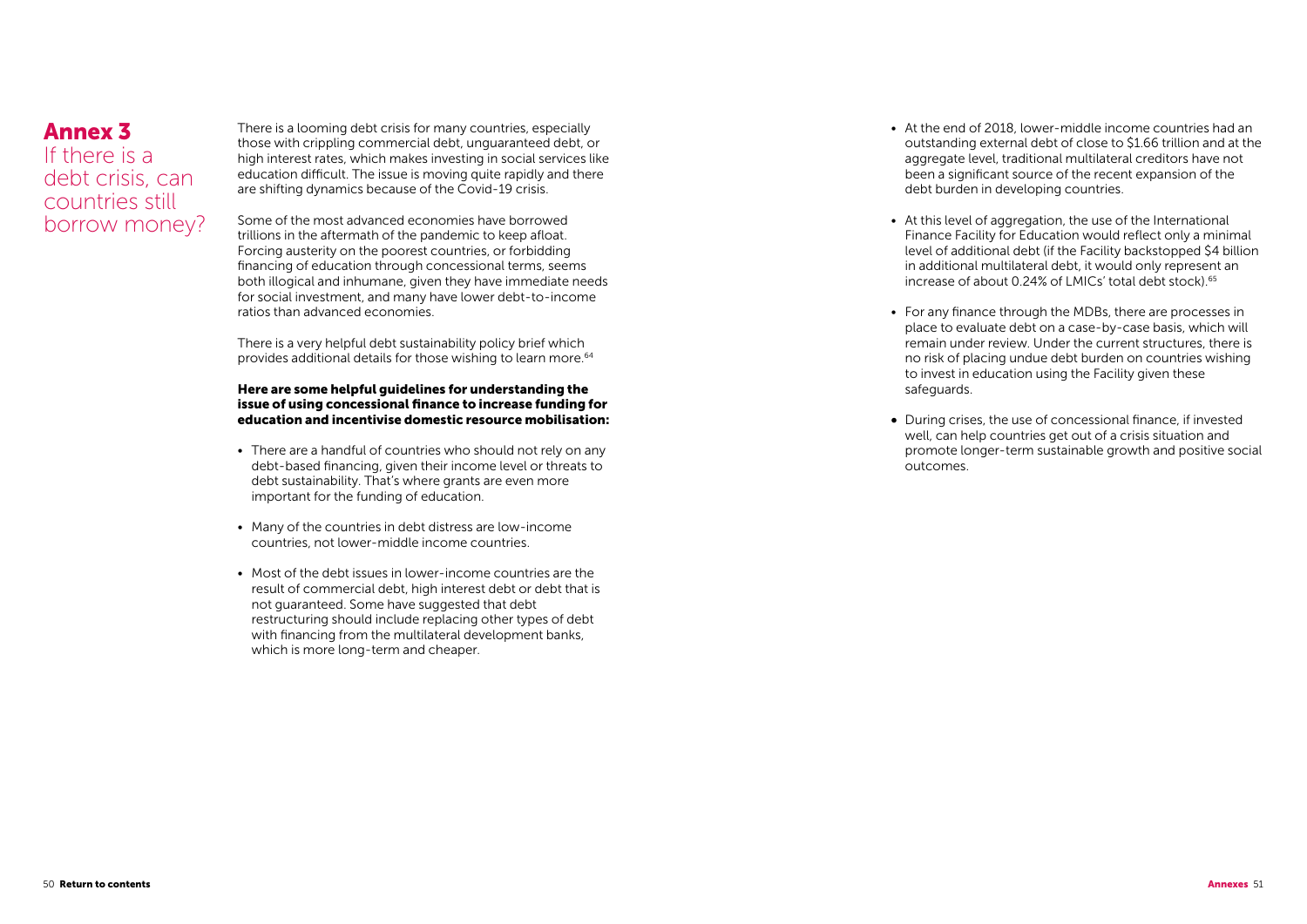# Annex 3

## If there is a debt crisis, can countries still borrow money?

There is a looming debt crisis for many countries, especially those with crippling commercial debt, unguaranteed debt, or high interest rates, which makes investing in social services like education difficult. The issue is moving quite rapidly and there are shifting dynamics because of the Covid-19 crisis.

Some of the most advanced economies have borrowed trillions in the aftermath of the pandemic to keep afloat. Forcing austerity on the poorest countries, or forbidding financing of education through concessional terms, seems both illogical and inhumane, given they have immediate needs for social investment, and many have lower debt-to-income ratios than advanced economies.

There is a very helpful debt sustainability policy brief which provides additional details for those wishing to learn more.[64]

**Here are some helpful guidelines for understanding the issue of using concessional finance to increase funding for education and incentivise domestic resource mobilisation:**

- There are a handful of countries who should not rely on any debt-based financing, given their income level or threats to debt sustainability. That's where grants are even more important for the funding of education.
- Many of the countries in debt distress are low-income countries, not lower-middle income countries.
- Most of the debt issues in lower-income countries are the result of commercial debt, high interest debt or debt that is not guaranteed. Some have suggested that debt restructuring should include replacing other types of debt with financing from the multilateral development banks, which is more long-term and cheaper.
- At the end of 2018, lower-middle income countries had an outstanding external debt of close to $1.66 trillion and at the aggregate level, traditional multilateral creditors have not been a significant source of the recent expansion of the debt burden in developing countries.
- At this level of aggregation, the use of the International Finance Facility for Education would reflect only a minimal level of additional debt (if the Facility backstopped $4 billion in additional multilateral debt, it would only represent an increase of about 0.24% of LMICs' total debt stock).[65]
- For any finance through the MDBs, there are processes in place to evaluate debt on a case-by-case basis, which will remain under review. Under the current structures, there is no risk of placing undue debt burden on countries wishing to invest in education using the Facility given these safeguards.
- During crises, the use of concessional finance, if invested well, can help countries get out of a crisis situation and promote longer-term sustainable growth and positive social outcomes.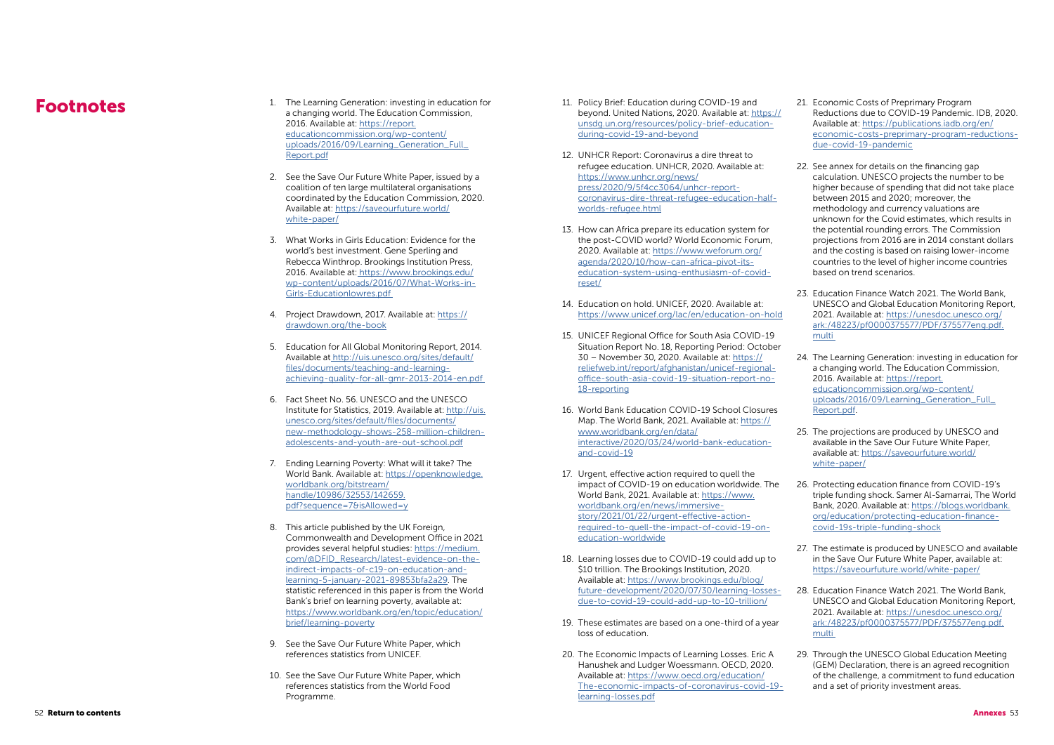# Footnotes

1. The Learning Generation: investing in education for a changing world. The Education Commission, 2016. Available at: https://report.educationcommission.org/wp-content/uploads/2016/09/Learning_Generation_Full_Report.pdf

2. See the Save Our Future White Paper, issued by a coalition of ten large multilateral organisations coordinated by the Education Commission, 2020. Available at: https://saveourfuture.world/white-paper/

3. What Works in Girls Education: Evidence for the world's best investment. Gene Sperling and Rebecca Winthrop. Brookings Institution Press, 2016. Available at: https://www.brookings.edu/wp-content/uploads/2016/07/What-Works-in-Girls-Educationlowres.pdf

4. Project Drawdown, 2017. Available at: https://drawdown.org/the-book

5. Education for All Global Monitoring Report, 2014. Available at http://uis.unesco.org/sites/default/files/documents/teaching-and-learning-achieving-quality-for-all-gmr-2013-2014-en.pdf

6. Fact Sheet No. 56. UNESCO and the UNESCO Institute for Statistics, 2019. Available at: http://uis.unesco.org/sites/default/files/documents/new-methodology-shows-258-million-children-adolescents-and-youth-are-out-school.pdf

7. Ending Learning Poverty: What will it take? The World Bank. Available at: https://openknowledge.worldbank.org/bitstream/handle/10986/32553/142659.pdf?sequence=7&isAllowed=y

8. This article published by the UK Foreign, Commonwealth and Development Office in 2021 provides several helpful studies: https://medium.com/@DFID_Research/latest-evidence-on-the-indirect-impacts-of-c19-on-education-and-learning-5-january-2021-89853bfa2a29. The statistic referenced in this paper is from the World Bank's brief on learning poverty, available at: https://www.worldbank.org/en/topic/education/brief/learning-poverty

9. See the Save Our Future White Paper, which references statistics from UNICEF.

10. See the Save Our Future White Paper, which references statistics from the World Food Programme.

11. Policy Brief: Education during COVID-19 and beyond. United Nations, 2020. Available at: https://unsdg.un.org/resources/policy-brief-education-during-covid-19-and-beyond

12. UNHCR Report: Coronavirus a dire threat to refugee education. UNHCR, 2020. Available at: https://www.unhcr.org/news/press/2020/9/5f4cc3064/unhcr-report-coronavirus-dire-threat-refugee-education-half-worlds-refugee.html

13. How can Africa prepare its education system for the post-COVID world? World Economic Forum, 2020. Available at: https://www.weforum.org/agenda/2020/10/how-can-africa-pivot-its-education-system-using-enthusiasm-of-covid-reset/

14. Education on hold. UNICEF, 2020. Available at: https://www.unicef.org/lac/en/education-on-hold

15. UNICEF Regional Office for South Asia COVID-19 Situation Report No. 18, Reporting Period: October 30 – November 30, 2020. Available at: https://reliefweb.int/report/afghanistan/unicef-regional-office-south-asia-covid-19-situation-report-no-18-reporting

16. World Bank Education COVID-19 School Closures Map. The World Bank, 2021. Available at: https://www.worldbank.org/en/data/interactive/2020/03/24/world-bank-education-and-covid-19

17. Urgent, effective action required to quell the impact of COVID-19 on education worldwide. The World Bank, 2021. Available at: https://www.worldbank.org/en/news/immersive-story/2021/01/22/urgent-effective-action-required-to-quell-the-impact-of-covid-19-on-education-worldwide

18. Learning losses due to COVID-19 could add up to $10 trillion. The Brookings Institution, 2020. Available at: https://www.brookings.edu/blog/future-development/2020/07/30/learning-losses-due-to-covid-19-could-add-up-to-10-trillion/

19. These estimates are based on a one-third of a year loss of education.

20. The Economic Impacts of Learning Losses. Eric A Hanushek and Ludger Woessmann. OECD, 2020. Available at: https://www.oecd.org/education/The-economic-impacts-of-coronavirus-covid-19-learning-losses.pdf

21. Economic Costs of Preprimary Program Reductions due to COVID-19 Pandemic. IDB, 2020. Available at: https://publications.iadb.org/en/economic-costs-preprimary-program-reductions-due-covid-19-pandemic

22. See annex for details on the financing gap calculation. UNESCO projects the number to be higher because of spending that did not take place between 2015 and 2020; moreover, the methodology and currency valuations are unknown for the Covid estimates, which results in the potential rounding errors. The Commission projections from 2016 are in 2014 constant dollars and the costing is based on raising lower-income countries to the level of higher income countries based on trend scenarios.

23. Education Finance Watch 2021. The World Bank, UNESCO and Global Education Monitoring Report, 2021. Available at: https://unesdoc.unesco.org/ark:/48223/pf0000375577/PDF/375577eng.pdf.multi

24. The Learning Generation: investing in education for a changing world. The Education Commission, 2016. Available at: https://report.educationcommission.org/wp-content/uploads/2016/09/Learning_Generation_Full_Report.pdf.

25. The projections are produced by UNESCO and available in the Save Our Future White Paper, available at: https://saveourfuture.world/white-paper/

26. Protecting education finance from COVID-19's triple funding shock. Samer Al-Samarrai, The World Bank, 2020. Available at: https://blogs.worldbank.org/education/protecting-education-finance-covid-19s-triple-funding-shock

27. The estimate is produced by UNESCO and available in the Save Our Future White Paper, available at: https://saveourfuture.world/white-paper/

28. Education Finance Watch 2021. The World Bank, UNESCO and Global Education Monitoring Report, 2021. Available at: https://unesdoc.unesco.org/ark:/48223/pf0000375577/PDF/375577eng.pdf.multi

29. Through the UNESCO Global Education Meeting (GEM) Declaration, there is an agreed recognition of the challenge, a commitment to fund education and a set of priority investment areas.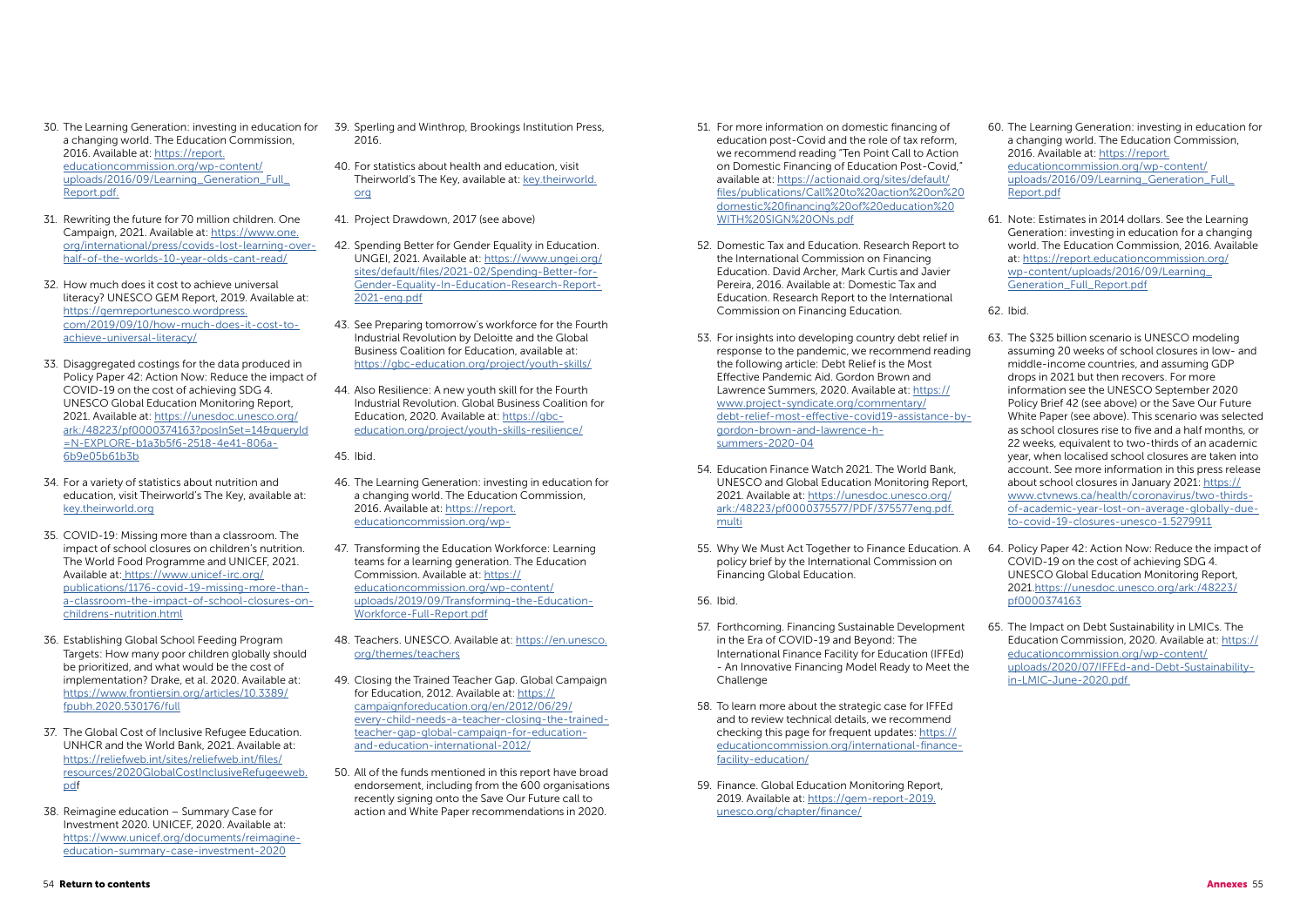30. The Learning Generation: investing in education for a changing world. The Education Commission, 2016. Available at: https://report.educationcommission.org/wp-content/uploads/2016/09/Learning_Generation_Full_Report.pdf.

31. Rewriting the future for 70 million children. One Campaign, 2021. Available at: https://www.one.org/international/press/covids-lost-learning-over-half-of-the-worlds-10-year-olds-cant-read/

32. How much does it cost to achieve universal literacy? UNESCO GEM Report, 2019. Available at: https://gemreportunesco.wordpress.com/2019/09/10/how-much-does-it-cost-to-achieve-universal-literacy/

33. Disaggregated costings for the data produced in Policy Paper 42: Action Now: Reduce the impact of COVID-19 on the cost of achieving SDG 4. UNESCO Global Education Monitoring Report, 2021. Available at: https://unesdoc.unesco.org/ark:/48223/pf0000374163?posInSet=14&queryId=N-EXPLORE-b1a3b5f6-2518-4e41-806a-6b9e05b61b3b

34. For a variety of statistics about nutrition and education, visit Theirworld's The Key, available at: key.theirworld.org

35. COVID-19: Missing more than a classroom. The impact of school closures on children's nutrition. The World Food Programme and UNICEF, 2021. Available at: https://www.unicef-irc.org/publications/1176-covid-19-missing-more-than-a-classroom-the-impact-of-school-closures-on-childrens-nutrition.html

36. Establishing Global School Feeding Program Targets: How many poor children globally should be prioritized, and what would be the cost of implementation? Drake, et al. 2020. Available at: https://www.frontiersin.org/articles/10.3389/fpubh.2020.530176/full

37. The Global Cost of Inclusive Refugee Education. UNHCR and the World Bank, 2021. Available at: https://reliefweb.int/sites/reliefweb.int/files/resources/2020GlobalCostInclusiveRefugeeweb.pdf

38. Reimagine education – Summary Case for Investment 2020. UNICEF, 2020. Available at: https://www.unicef.org/documents/reimagine-education-summary-case-investment-2020

39. Sperling and Winthrop, Brookings Institution Press, 2016.

40. For statistics about health and education, visit Theirworld's The Key, available at: key.theirworld.org

41. Project Drawdown, 2017 (see above)

42. Spending Better for Gender Equality in Education. UNGEI, 2021. Available at: https://www.ungei.org/sites/default/files/2021-02/Spending-Better-for-Gender-Equality-In-Education-Research-Report-2021-eng.pdf

43. See Preparing tomorrow's workforce for the Fourth Industrial Revolution by Deloitte and the Global Business Coalition for Education, available at: https://gbc-education.org/project/youth-skills/

44. Also Resilience: A new youth skill for the Fourth Industrial Revolution. Global Business Coalition for Education, 2020. Available at: https://gbc-education.org/project/youth-skills-resilience/

45. Ibid.

46. The Learning Generation: investing in education for a changing world. The Education Commission, 2016. Available at: https://report.educationcommission.org/wp-

47. Transforming the Education Workforce: Learning teams for a learning generation. The Education Commission. Available at: https://educationcommission.org/wp-content/uploads/2019/09/Transforming-the-Education-Workforce-Full-Report.pdf

48. Teachers. UNESCO. Available at: https://en.unesco.org/themes/teachers

49. Closing the Trained Teacher Gap. Global Campaign for Education, 2012. Available at: https://campaignforeducation.org/en/2012/06/29/every-child-needs-a-teacher-closing-the-trained-teacher-gap-global-campaign-for-education-and-education-international-2012/

50. All of the funds mentioned in this report have broad endorsement, including from the 600 organisations recently signing onto the Save Our Future call to action and White Paper recommendations in 2020.

51. For more information on domestic financing of education post-Covid and the role of tax reform, we recommend reading "Ten Point Call to Action on Domestic Financing of Education Post-Covid," available at: https://actionaid.org/sites/default/files/publications/Call%20to%20action%20on%20domestic%20financing%20of%20education%20WITH%20SIGN%20ONs.pdf

52. Domestic Tax and Education. Research Report to the International Commission on Financing Education. David Archer, Mark Curtis and Javier Pereira, 2016. Available at: Domestic Tax and Education. Research Report to the International Commission on Financing Education.

53. For insights into developing country debt relief in response to the pandemic, we recommend reading the following article: Debt Relief is the Most Effective Pandemic Aid. Gordon Brown and Lawrence Summers, 2020. Available at: https://www.project-syndicate.org/commentary/debt-relief-most-effective-covid19-assistance-by-gordon-brown-and-lawrence-h-summers-2020-04

54. Education Finance Watch 2021. The World Bank, UNESCO and Global Education Monitoring Report, 2021. Available at: https://unesdoc.unesco.org/ark:/48223/pf0000375577/PDF/375577eng.pdf.multi

55. Why We Must Act Together to Finance Education. A policy brief by the International Commission on Financing Global Education.

56. Ibid.

57. Forthcoming. Financing Sustainable Development in the Era of COVID-19 and Beyond: The International Finance Facility for Education (IFFEd) - An Innovative Financing Model Ready to Meet the Challenge

58. To learn more about the strategic case for IFFEd and to review technical details, we recommend checking this page for frequent updates: https://educationcommission.org/international-finance-facility-education/

59. Finance. Global Education Monitoring Report, 2019. Available at: https://gem-report-2019.unesco.org/chapter/finance/

60. The Learning Generation: investing in education for a changing world. The Education Commission, 2016. Available at: https://report.educationcommission.org/wp-content/uploads/2016/09/Learning_Generation_Full_Report.pdf

61. Note: Estimates in 2014 dollars. See the Learning Generation: investing in education for a changing world. The Education Commission, 2016. Available at: https://report.educationcommission.org/wp-content/uploads/2016/09/Learning_Generation_Full_Report.pdf

62. Ibid.

63. The $325 billion scenario is UNESCO modeling assuming 20 weeks of school closures in low- and middle-income countries, and assuming GDP drops in 2021 but then recovers. For more information see the UNESCO September 2020 Policy Brief 42 (see above) or the Save Our Future White Paper (see above). This scenario was selected as school closures rise to five and a half months, or 22 weeks, equivalent to two-thirds of an academic year, when localised school closures are taken into account. See more information in this press release about school closures in January 2021: https://www.ctvnews.ca/health/coronavirus/two-thirds-of-academic-year-lost-on-average-globally-due-to-covid-19-closures-unesco-1.5279911

64. Policy Paper 42: Action Now: Reduce the impact of COVID-19 on the cost of achieving SDG 4. UNESCO Global Education Monitoring Report, 2021.https://unesdoc.unesco.org/ark:/48223/pf0000374163

65. The Impact on Debt Sustainability in LMICs. The Education Commission, 2020. Available at: https://educationcommission.org/wp-content/uploads/2020/07/IFFEd-and-Debt-Sustainability-in-LMIC-June-2020.pdf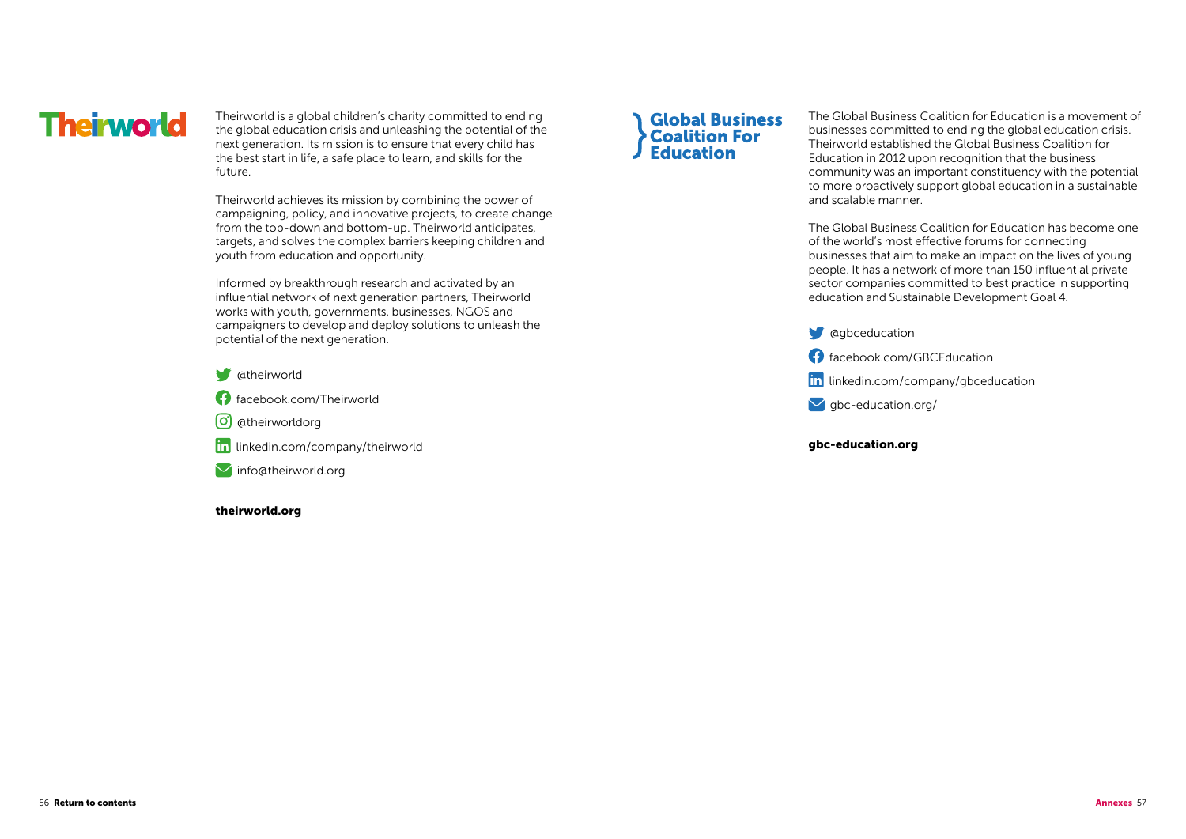# Theirworld

Theirworld is a global children's charity committed to ending the global education crisis and unleashing the potential of the next generation. Its mission is to ensure that every child has the best start in life, a safe place to learn, and skills for the future.

Theirworld achieves its mission by combining the power of campaigning, policy, and innovative projects, to create change from the top-down and bottom-up. Theirworld anticipates, targets, and solves the complex barriers keeping children and youth from education and opportunity.

Informed by breakthrough research and activated by an influential network of next generation partners, Theirworld works with youth, governments, businesses, NGOS and campaigners to develop and deploy solutions to unleash the potential of the next generation.

- @theirworld
- facebook.com/Theirworld
- @theirworldorg
- linkedin.com/company/theirworld
- info@theirworld.org

**theirworld.org**

# Global Business Coalition For Education

The Global Business Coalition for Education is a movement of businesses committed to ending the global education crisis. Theirworld established the Global Business Coalition for Education in 2012 upon recognition that the business community was an important constituency with the potential to more proactively support global education in a sustainable and scalable manner.

The Global Business Coalition for Education has become one of the world's most effective forums for connecting businesses that aim to make an impact on the lives of young people. It has a network of more than 150 influential private sector companies committed to best practice in supporting education and Sustainable Development Goal 4.

- @gbceducation
- facebook.com/GBCEducation
- linkedin.com/company/gbceducation
- gbc-education.org/

**gbc-education.org**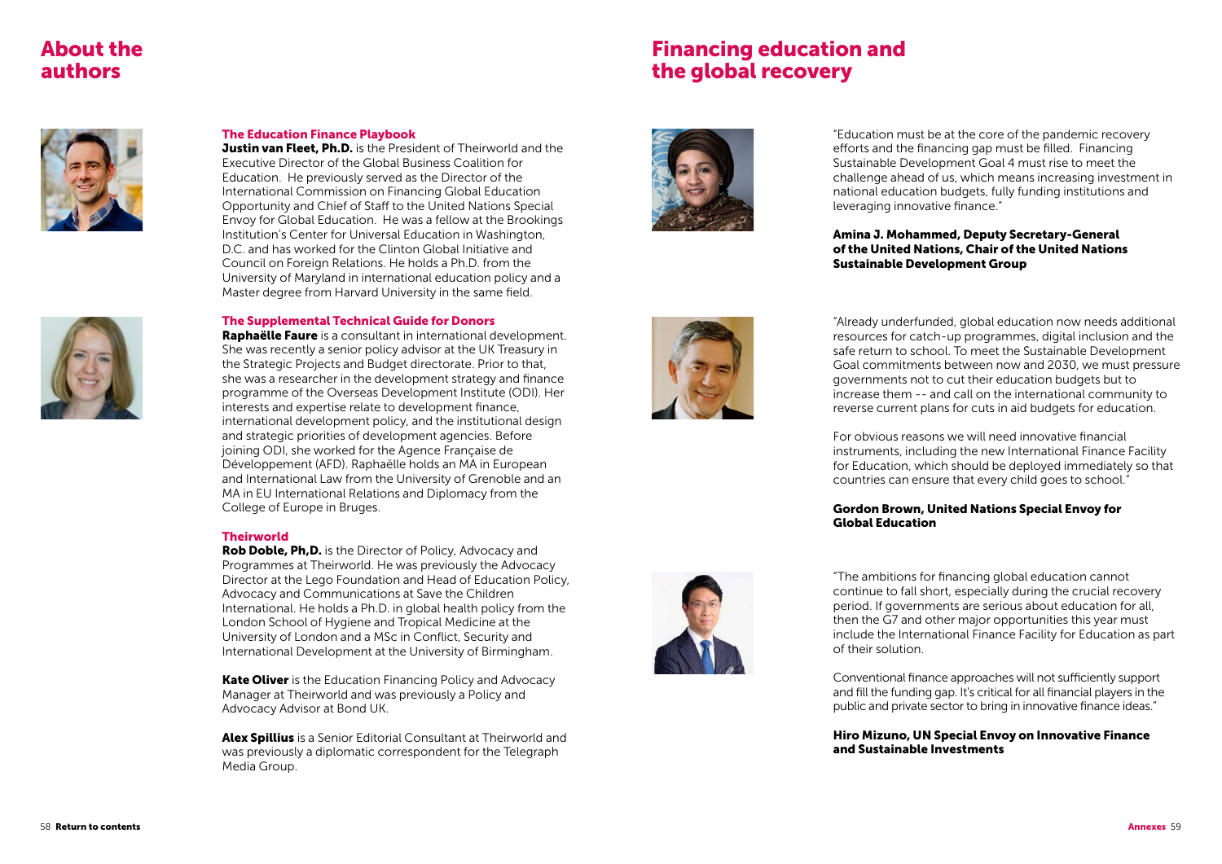# About the authors

### The Education Finance Playbook

**Justin van Fleet, Ph.D.** is the President of Theirworld and the Executive Director of the Global Business Coalition for Education. He previously served as the Director of the International Commission on Financing Global Education Opportunity and Chief of Staff to the United Nations Special Envoy for Global Education. He was a fellow at the Brookings Institution's Center for Universal Education in Washington, D.C. and has worked for the Clinton Global Initiative and Council on Foreign Relations. He holds a Ph.D. from the University of Maryland in international education policy and a Master degree from Harvard University in the same field.

### The Supplemental Technical Guide for Donors

**Raphaëlle Faure** is a consultant in international development. She was recently a senior policy advisor at the UK Treasury in the Strategic Projects and Budget directorate. Prior to that, she was a researcher in the development strategy and finance programme of the Overseas Development Institute (ODI). Her interests and expertise relate to development finance, international development policy, and the institutional design and strategic priorities of development agencies. Before joining ODI, she worked for the Agence Française de Développement (AFD). Raphaëlle holds an MA in European and International Law from the University of Grenoble and an MA in EU International Relations and Diplomacy from the College of Europe in Bruges.

### Theirworld

**Rob Doble, Ph,D.** is the Director of Policy, Advocacy and Programmes at Theirworld. He was previously the Advocacy Director at the Lego Foundation and Head of Education Policy, Advocacy and Communications at Save the Children International. He holds a Ph.D. in global health policy from the London School of Hygiene and Tropical Medicine at the University of London and a MSc in Conflict, Security and International Development at the University of Birmingham.

**Kate Oliver** is the Education Financing Policy and Advocacy Manager at Theirworld and was previously a Policy and Advocacy Advisor at Bond UK.

**Alex Spillius** is a Senior Editorial Consultant at Theirworld and was previously a diplomatic correspondent for the Telegraph Media Group.

# Financing education and the global recovery

"Education must be at the core of the pandemic recovery efforts and the financing gap must be filled. Financing Sustainable Development Goal 4 must rise to meet the challenge ahead of us, which means increasing investment in national education budgets, fully funding institutions and leveraging innovative finance."

**Amina J. Mohammed, Deputy Secretary-General of the United Nations, Chair of the United Nations Sustainable Development Group**

"Already underfunded, global education now needs additional resources for catch-up programmes, digital inclusion and the safe return to school. To meet the Sustainable Development Goal commitments between now and 2030, we must pressure governments not to cut their education budgets but to increase them -- and call on the international community to reverse current plans for cuts in aid budgets for education.

For obvious reasons we will need innovative financial instruments, including the new International Finance Facility for Education, which should be deployed immediately so that countries can ensure that every child goes to school."

**Gordon Brown, United Nations Special Envoy for Global Education**

"The ambitions for financing global education cannot continue to fall short, especially during the crucial recovery period. If governments are serious about education for all, then the G7 and other major opportunities this year must include the International Finance Facility for Education as part of their solution.

Conventional finance approaches will not sufficiently support and fill the funding gap. It's critical for all financial players in the public and private sector to bring in innovative finance ideas."

**Hiro Mizuno, UN Special Envoy on Innovative Finance and Sustainable Investments**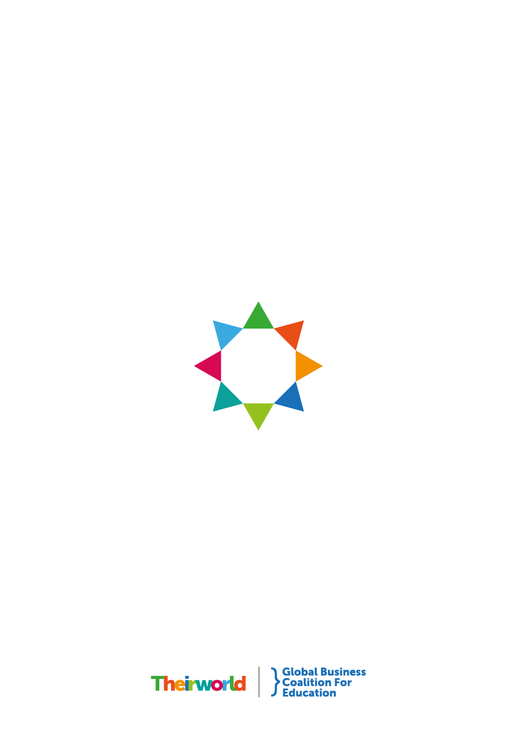Theirworld

Global Business Coalition For Education